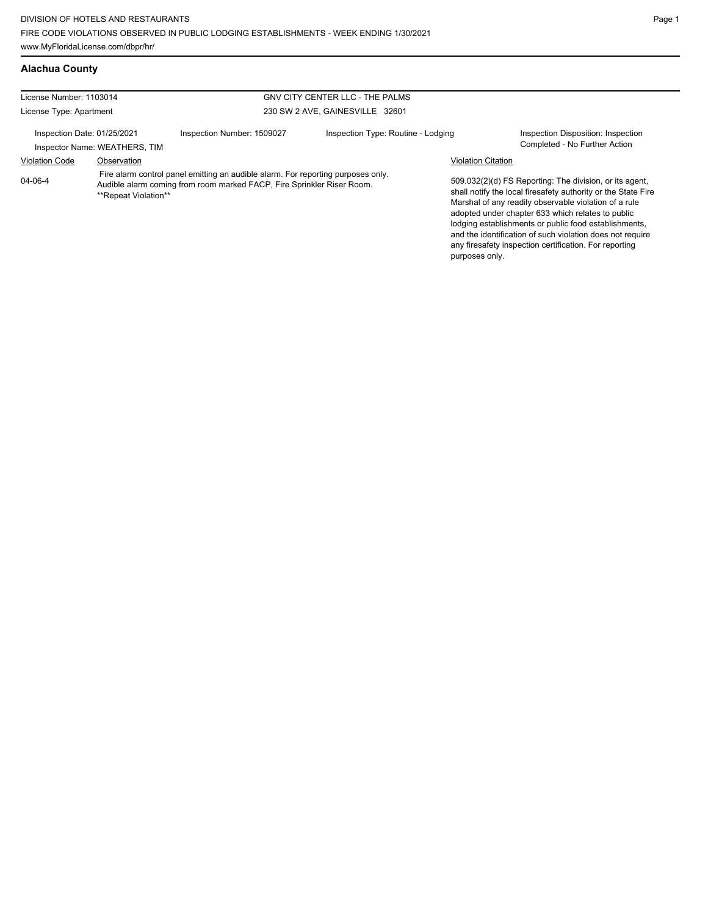DIVISION OF HOTELS AND RESTAURANTS
FIRE CODE VIOLATIONS OBSERVED IN PUBLIC LODGING ESTABLISHMENTS - WEEK ENDING 1/30/2021
www.MyFloridaLicense.com/dbpr/hr/

## Alachua County

License Number: 1103014
License Type: Apartment

GNV CITY CENTER LLC - THE PALMS
230 SW 2 AVE, GAINESVILLE 32601

Inspection Date: 01/25/2021
Inspector Name: WEATHERS, TIM
Inspection Number: 1509027
Inspection Type: Routine - Lodging
Inspection Disposition: Inspection Completed - No Further Action

| Violation Code | Observation | Violation Citation |
|---|---|---|
| 04-06-4 | Fire alarm control panel emitting an audible alarm. For reporting purposes only. Audible alarm coming from room marked FACP, Fire Sprinkler Riser Room. **Repeat Violation** | 509.032(2)(d) FS Reporting: The division, or its agent, shall notify the local firesafety authority or the State Fire Marshal of any readily observable violation of a rule adopted under chapter 633 which relates to public lodging establishments or public food establishments, and the identification of such violation does not require any firesafety inspection certification. For reporting purposes only. |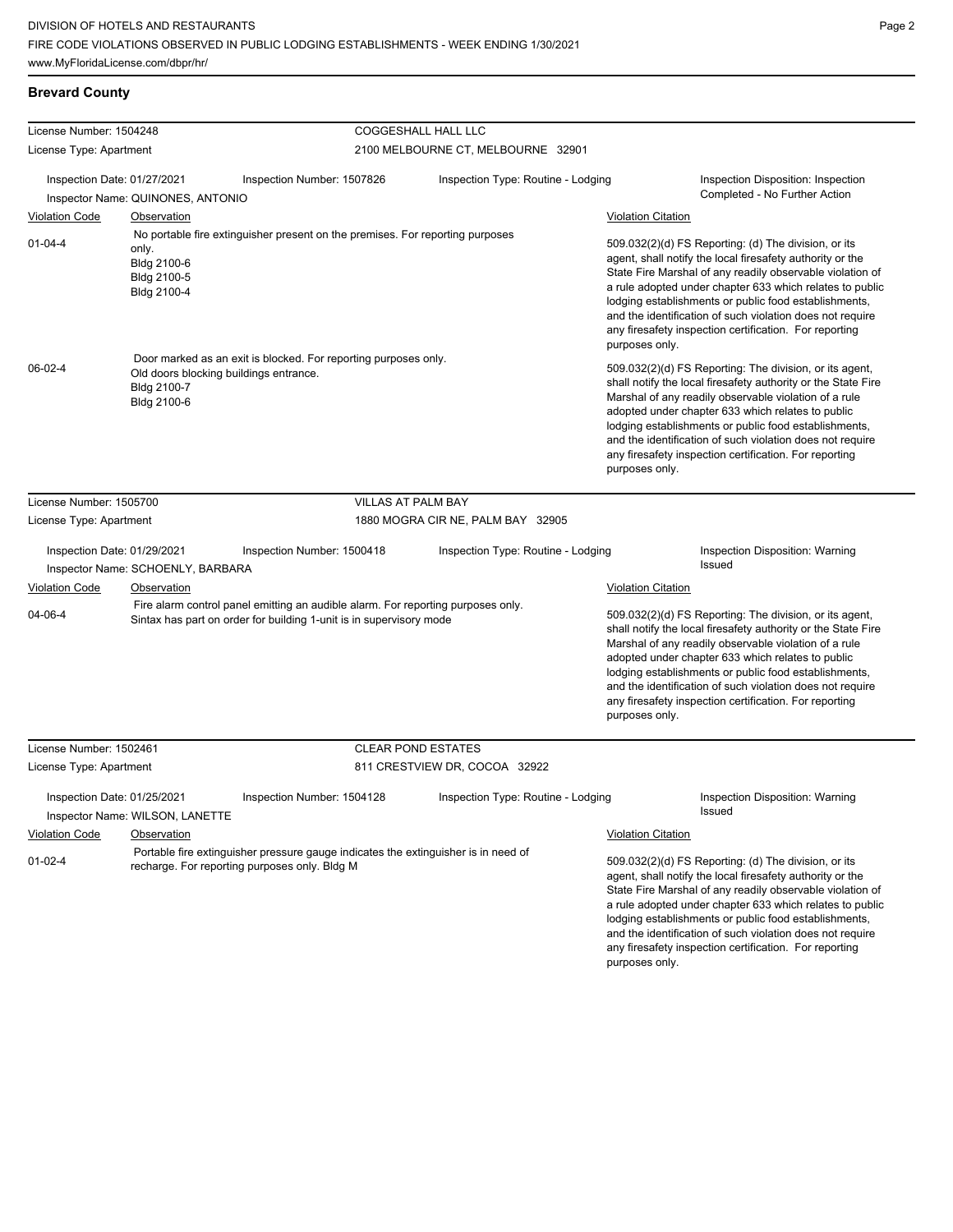## Brevard County

**License Number:** 1504248 — **COGGESHALL HALL LLC**
**License Type:** Apartment — 2100 MELBOURNE CT, MELBOURNE 32901

Inspection Date: 01/27/2021 | Inspection Number: 1507826 | Inspection Type: Routine - Lodging | Inspection Disposition: Inspection Completed - No Further Action

Inspector Name: QUINONES, ANTONIO

| Violation Code | Observation | Violation Citation |
|---|---|---|
| 01-04-4 | No portable fire extinguisher present on the premises. For reporting purposes only. Bldg 2100-6 Bldg 2100-5 Bldg 2100-4 | 509.032(2)(d) FS Reporting: (d) The division, or its agent, shall notify the local firesafety authority or the State Fire Marshal of any readily observable violation of a rule adopted under chapter 633 which relates to public lodging establishments or public food establishments, and the identification of such violation does not require any firesafety inspection certification. For reporting purposes only. |
| 06-02-4 | Door marked as an exit is blocked. For reporting purposes only. Old doors blocking buildings entrance. Bldg 2100-7 Bldg 2100-6 | 509.032(2)(d) FS Reporting: The division, or its agent, shall notify the local firesafety authority or the State Fire Marshal of any readily observable violation of a rule adopted under chapter 633 which relates to public lodging establishments or public food establishments, and the identification of such violation does not require any firesafety inspection certification. For reporting purposes only. |

**License Number:** 1505700 — **VILLAS AT PALM BAY**
**License Type:** Apartment — 1880 MOGRA CIR NE, PALM BAY 32905

Inspection Date: 01/29/2021 | Inspection Number: 1500418 | Inspection Type: Routine - Lodging | Inspection Disposition: Warning Issued

Inspector Name: SCHOENLY, BARBARA

| Violation Code | Observation | Violation Citation |
|---|---|---|
| 04-06-4 | Fire alarm control panel emitting an audible alarm. For reporting purposes only. Sintax has part on order for building 1-unit is in supervisory mode | 509.032(2)(d) FS Reporting: The division, or its agent, shall notify the local firesafety authority or the State Fire Marshal of any readily observable violation of a rule adopted under chapter 633 which relates to public lodging establishments or public food establishments, and the identification of such violation does not require any firesafety inspection certification. For reporting purposes only. |

**License Number:** 1502461 — **CLEAR POND ESTATES**
**License Type:** Apartment — 811 CRESTVIEW DR, COCOA 32922

Inspection Date: 01/25/2021 | Inspection Number: 1504128 | Inspection Type: Routine - Lodging | Inspection Disposition: Warning Issued

Inspector Name: WILSON, LANETTE

| Violation Code | Observation | Violation Citation |
|---|---|---|
| 01-02-4 | Portable fire extinguisher pressure gauge indicates the extinguisher is in need of recharge. For reporting purposes only. Bldg M | 509.032(2)(d) FS Reporting: (d) The division, or its agent, shall notify the local firesafety authority or the State Fire Marshal of any readily observable violation of a rule adopted under chapter 633 which relates to public lodging establishments or public food establishments, and the identification of such violation does not require any firesafety inspection certification. For reporting purposes only. |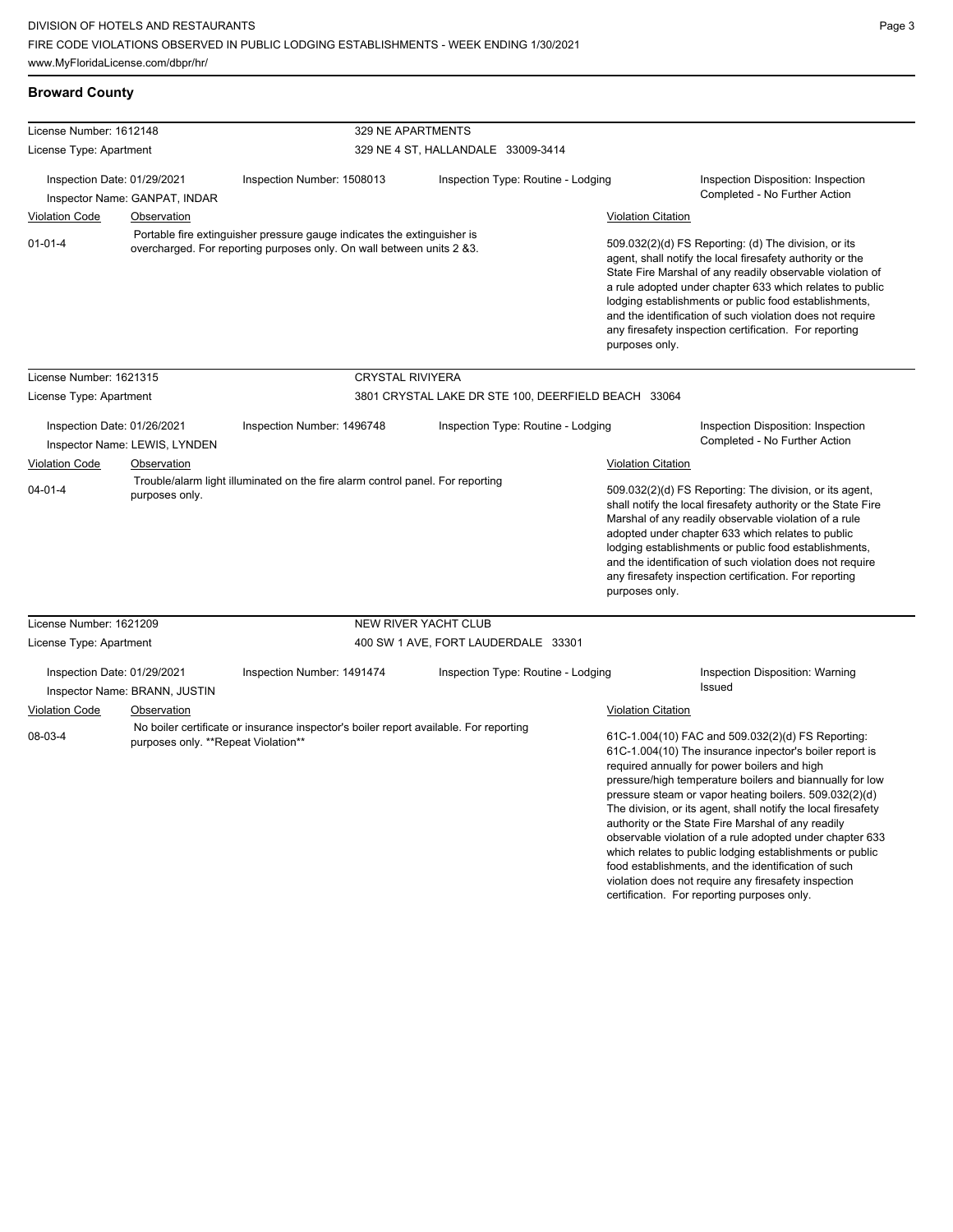## Broward County

| | | | |
|---|---|---|---|
| License Number: 1612148 | | 329 NE APARTMENTS | |
| License Type: Apartment | | 329 NE 4 ST, HALLANDALE 33009-3414 | |
| Inspection Date: 01/29/2021 | Inspection Number: 1508013 | Inspection Type: Routine - Lodging | Inspection Disposition: Inspection Completed - No Further Action |
| Inspector Name: GANPAT, INDAR | | | |

| Violation Code | Observation | Violation Citation |
|---|---|---|
| 01-01-4 | Portable fire extinguisher pressure gauge indicates the extinguisher is overcharged. For reporting purposes only. On wall between units 2 &3. | 509.032(2)(d) FS Reporting: (d) The division, or its agent, shall notify the local firesafety authority or the State Fire Marshal of any readily observable violation of a rule adopted under chapter 633 which relates to public lodging establishments or public food establishments, and the identification of such violation does not require any firesafety inspection certification. For reporting purposes only. |

| | | | |
|---|---|---|---|
| License Number: 1621315 | | CRYSTAL RIVIYERA | |
| License Type: Apartment | | 3801 CRYSTAL LAKE DR STE 100, DEERFIELD BEACH 33064 | |
| Inspection Date: 01/26/2021 | Inspection Number: 1496748 | Inspection Type: Routine - Lodging | Inspection Disposition: Inspection Completed - No Further Action |
| Inspector Name: LEWIS, LYNDEN | | | |

| Violation Code | Observation | Violation Citation |
|---|---|---|
| 04-01-4 | Trouble/alarm light illuminated on the fire alarm control panel. For reporting purposes only. | 509.032(2)(d) FS Reporting: The division, or its agent, shall notify the local firesafety authority or the State Fire Marshal of any readily observable violation of a rule adopted under chapter 633 which relates to public lodging establishments or public food establishments, and the identification of such violation does not require any firesafety inspection certification. For reporting purposes only. |

| | | | |
|---|---|---|---|
| License Number: 1621209 | | NEW RIVER YACHT CLUB | |
| License Type: Apartment | | 400 SW 1 AVE, FORT LAUDERDALE 33301 | |
| Inspection Date: 01/29/2021 | Inspection Number: 1491474 | Inspection Type: Routine - Lodging | Inspection Disposition: Warning Issued |
| Inspector Name: BRANN, JUSTIN | | | |

| Violation Code | Observation | Violation Citation |
|---|---|---|
| 08-03-4 | No boiler certificate or insurance inspector's boiler report available. For reporting purposes only. **Repeat Violation** | 61C-1.004(10) FAC and 509.032(2)(d) FS Reporting: 61C-1.004(10) The insurance inpector's boiler report is required annually for power boilers and high pressure/high temperature boilers and biannually for low pressure steam or vapor heating boilers. 509.032(2)(d) The division, or its agent, shall notify the local firesafety authority or the State Fire Marshal of any readily observable violation of a rule adopted under chapter 633 which relates to public lodging establishments or public food establishments, and the identification of such violation does not require any firesafety inspection certification. For reporting purposes only. |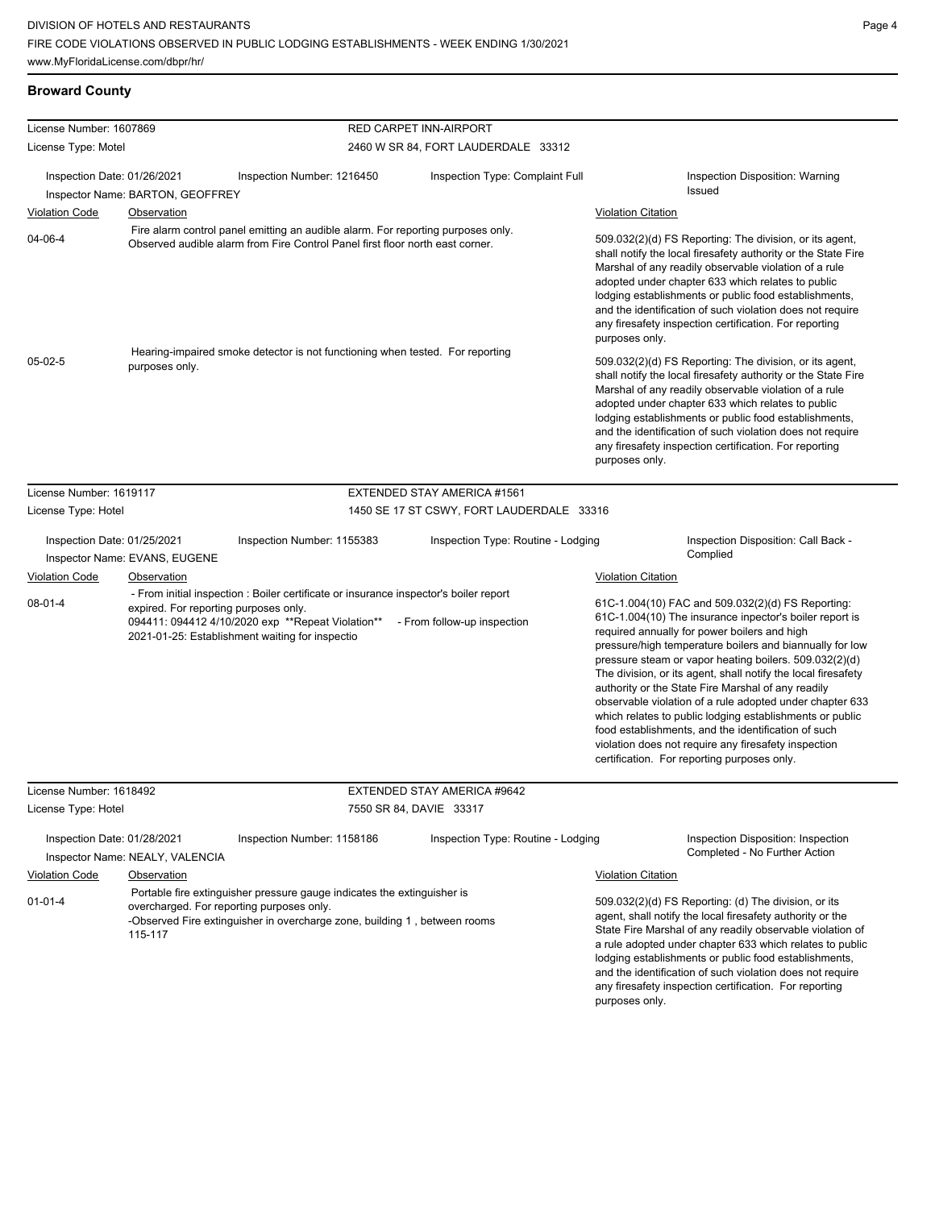## Broward County

**License Number:** 1607869 — **RED CARPET INN-AIRPORT**
**License Type:** Motel — 2460 W SR 84, FORT LAUDERDALE 33312

Inspection Date: 01/26/2021 | Inspection Number: 1216450 | Inspection Type: Complaint Full | Inspection Disposition: Warning Issued
Inspector Name: BARTON, GEOFFREY

| Violation Code | Observation | Violation Citation |
|---|---|---|
| 04-06-4 | Fire alarm control panel emitting an audible alarm. For reporting purposes only. Observed audible alarm from Fire Control Panel first floor north east corner. | 509.032(2)(d) FS Reporting: The division, or its agent, shall notify the local firesafety authority or the State Fire Marshal of any readily observable violation of a rule adopted under chapter 633 which relates to public lodging establishments or public food establishments, and the identification of such violation does not require any firesafety inspection certification. For reporting purposes only. |
| 05-02-5 | Hearing-impaired smoke detector is not functioning when tested. For reporting purposes only. | 509.032(2)(d) FS Reporting: The division, or its agent, shall notify the local firesafety authority or the State Fire Marshal of any readily observable violation of a rule adopted under chapter 633 which relates to public lodging establishments or public food establishments, and the identification of such violation does not require any firesafety inspection certification. For reporting purposes only. |

**License Number:** 1619117 — **EXTENDED STAY AMERICA #1561**
**License Type:** Hotel — 1450 SE 17 ST CSWY, FORT LAUDERDALE 33316

Inspection Date: 01/25/2021 | Inspection Number: 1155383 | Inspection Type: Routine - Lodging | Inspection Disposition: Call Back - Complied
Inspector Name: EVANS, EUGENE

| Violation Code | Observation | Violation Citation |
|---|---|---|
| 08-01-4 | - From initial inspection : Boiler certificate or insurance inspector's boiler report expired. For reporting purposes only. 094411: 094412 4/10/2020 exp **Repeat Violation** - From follow-up inspection 2021-01-25: Establishment waiting for inspectio | 61C-1.004(10) FAC and 509.032(2)(d) FS Reporting: 61C-1.004(10) The insurance inpector's boiler report is required annually for power boilers and high pressure/high temperature boilers and biannually for low pressure steam or vapor heating boilers. 509.032(2)(d) The division, or its agent, shall notify the local firesafety authority or the State Fire Marshal of any readily observable violation of a rule adopted under chapter 633 which relates to public lodging establishments or public food establishments, and the identification of such violation does not require any firesafety inspection certification. For reporting purposes only. |

**License Number:** 1618492 — **EXTENDED STAY AMERICA #9642**
**License Type:** Hotel — 7550 SR 84, DAVIE 33317

Inspection Date: 01/28/2021 | Inspection Number: 1158186 | Inspection Type: Routine - Lodging | Inspection Disposition: Inspection Completed - No Further Action
Inspector Name: NEALY, VALENCIA

| Violation Code | Observation | Violation Citation |
|---|---|---|
| 01-01-4 | Portable fire extinguisher pressure gauge indicates the extinguisher is overcharged. For reporting purposes only. -Observed Fire extinguisher in overcharge zone, building 1 , between rooms 115-117 | 509.032(2)(d) FS Reporting: (d) The division, or its agent, shall notify the local firesafety authority or the State Fire Marshal of any readily observable violation of a rule adopted under chapter 633 which relates to public lodging establishments or public food establishments, and the identification of such violation does not require any firesafety inspection certification. For reporting purposes only. |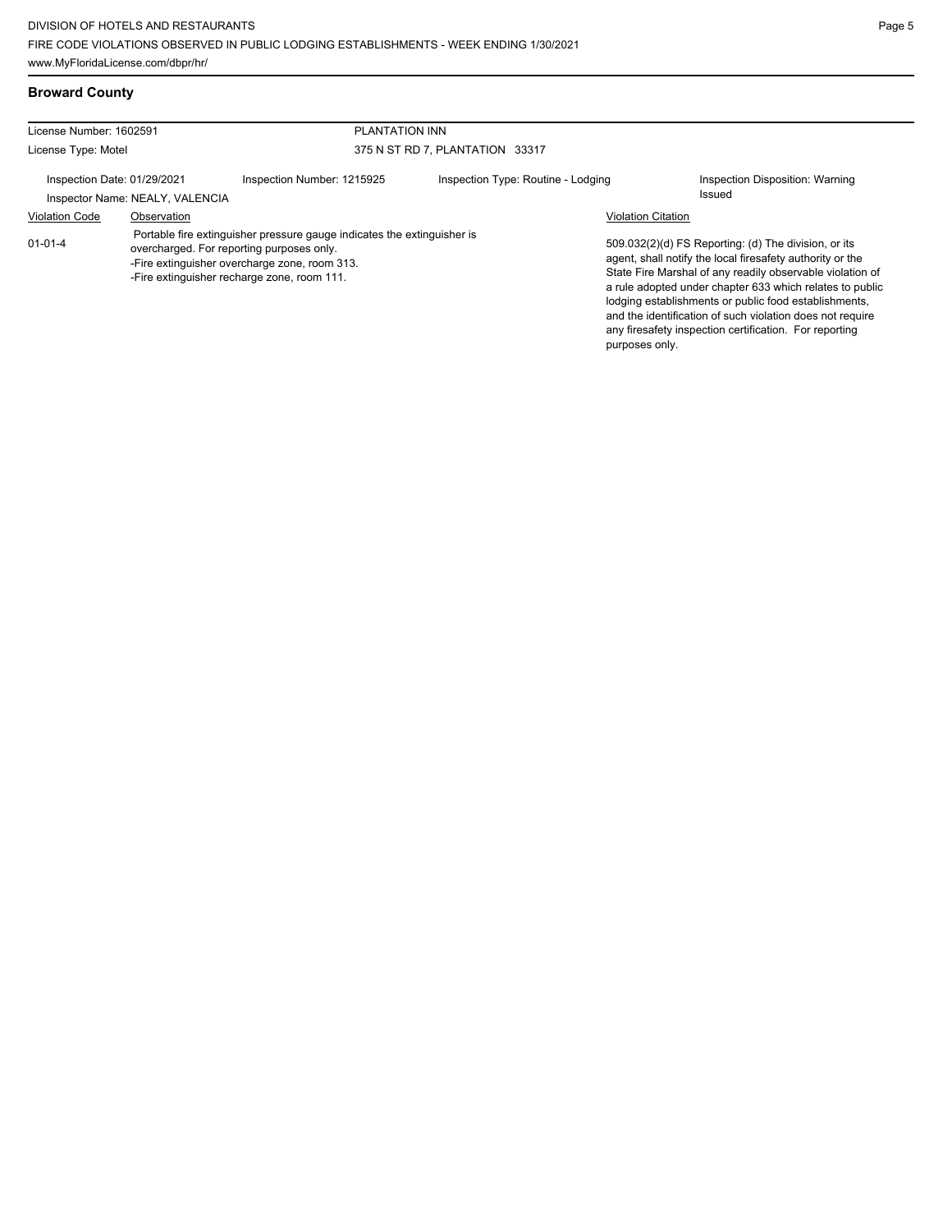## Broward County

| | | | |
|---|---|---|---|
| License Number: 1602591 | | PLANTATION INN | |
| License Type: Motel | | 375 N ST RD 7, PLANTATION 33317 | |
| Inspection Date: 01/29/2021 | Inspection Number: 1215925 | Inspection Type: Routine - Lodging | Inspection Disposition: Warning Issued |
| Inspector Name: NEALY, VALENCIA | | | |

| Violation Code | Observation | Violation Citation |
|---|---|---|
| 01-01-4 | Portable fire extinguisher pressure gauge indicates the extinguisher is overcharged. For reporting purposes only.<br>-Fire extinguisher overcharge zone, room 313.<br>-Fire extinguisher recharge zone, room 111. | 509.032(2)(d) FS Reporting: (d) The division, or its agent, shall notify the local firesafety authority or the State Fire Marshal of any readily observable violation of a rule adopted under chapter 633 which relates to public lodging establishments or public food establishments, and the identification of such violation does not require any firesafety inspection certification. For reporting purposes only. |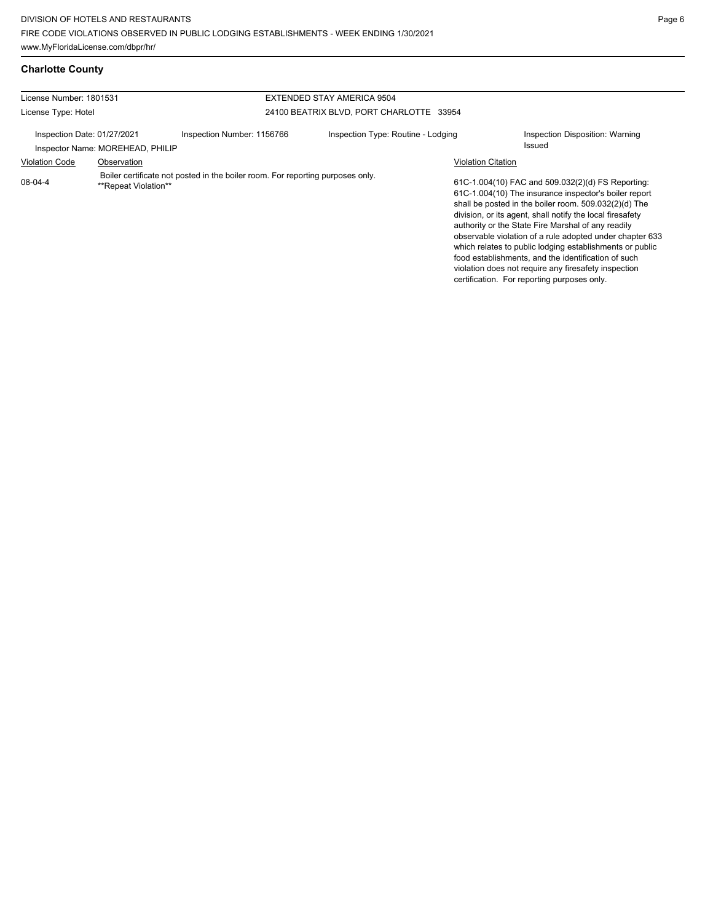## Charlotte County

| | | | |
|---|---|---|---|
| License Number: 1801531 | | EXTENDED STAY AMERICA 9504 | |
| License Type: Hotel | | 24100 BEATRIX BLVD, PORT CHARLOTTE 33954 | |
| Inspection Date: 01/27/2021 | Inspection Number: 1156766 | Inspection Type: Routine - Lodging | Inspection Disposition: Warning Issued |
| Inspector Name: MOREHEAD, PHILIP | | | |

| Violation Code | Observation | Violation Citation |
|---|---|---|
| 08-04-4 | Boiler certificate not posted in the boiler room. For reporting purposes only. **Repeat Violation** | 61C-1.004(10) FAC and 509.032(2)(d) FS Reporting: 61C-1.004(10) The insurance inspector's boiler report shall be posted in the boiler room. 509.032(2)(d) The division, or its agent, shall notify the local firesafety authority or the State Fire Marshal of any readily observable violation of a rule adopted under chapter 633 which relates to public lodging establishments or public food establishments, and the identification of such violation does not require any firesafety inspection certification. For reporting purposes only. |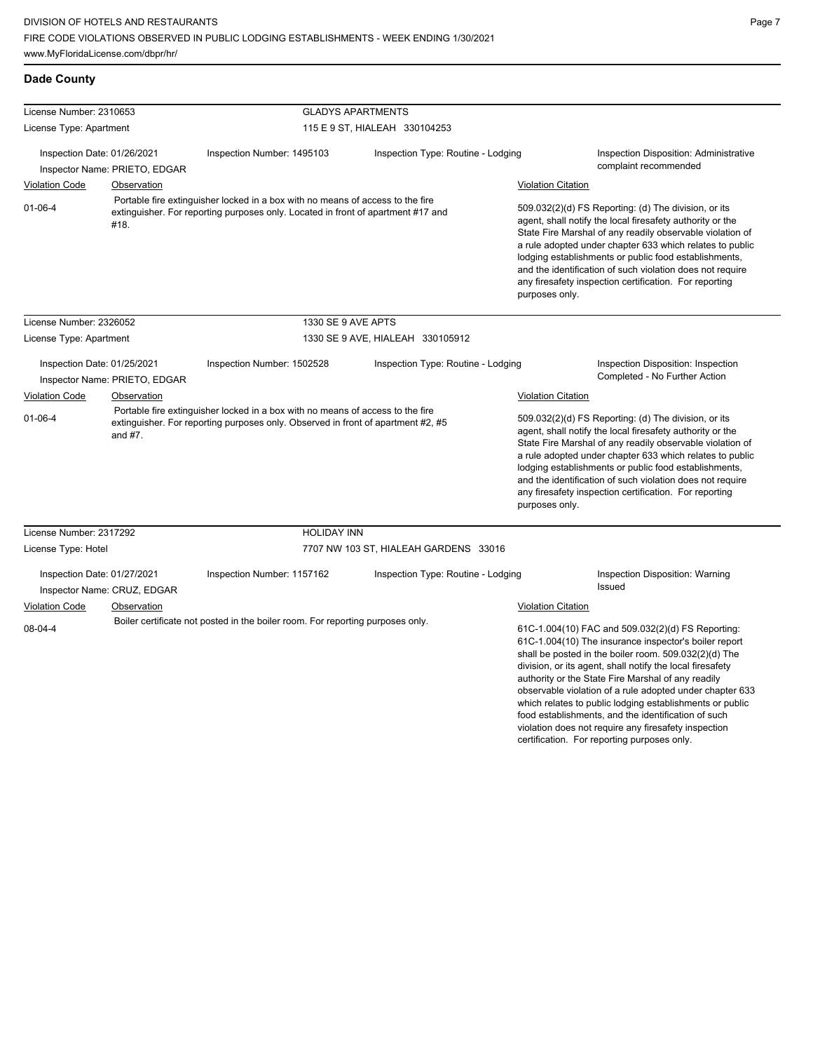DIVISION OF HOTELS AND RESTAURANTS
FIRE CODE VIOLATIONS OBSERVED IN PUBLIC LODGING ESTABLISHMENTS - WEEK ENDING 1/30/2021
www.MyFloridaLicense.com/dbpr/hr/

## Dade County

**License Number:** 2310653 — **GLADYS APARTMENTS**
**License Type:** Apartment — 115 E 9 ST, HIALEAH 330104253

Inspection Date: 01/26/2021 | Inspection Number: 1495103 | Inspection Type: Routine - Lodging | Inspection Disposition: Administrative complaint recommended
Inspector Name: PRIETO, EDGAR

| Violation Code | Observation | Violation Citation |
|---|---|---|
| 01-06-4 | Portable fire extinguisher locked in a box with no means of access to the fire extinguisher. For reporting purposes only. Located in front of apartment #17 and #18. | 509.032(2)(d) FS Reporting: (d) The division, or its agent, shall notify the local firesafety authority or the State Fire Marshal of any readily observable violation of a rule adopted under chapter 633 which relates to public lodging establishments or public food establishments, and the identification of such violation does not require any firesafety inspection certification. For reporting purposes only. |

**License Number:** 2326052 — **1330 SE 9 AVE APTS**
**License Type:** Apartment — 1330 SE 9 AVE, HIALEAH 330105912

Inspection Date: 01/25/2021 | Inspection Number: 1502528 | Inspection Type: Routine - Lodging | Inspection Disposition: Inspection Completed - No Further Action
Inspector Name: PRIETO, EDGAR

| Violation Code | Observation | Violation Citation |
|---|---|---|
| 01-06-4 | Portable fire extinguisher locked in a box with no means of access to the fire extinguisher. For reporting purposes only. Observed in front of apartment #2, #5 and #7. | 509.032(2)(d) FS Reporting: (d) The division, or its agent, shall notify the local firesafety authority or the State Fire Marshal of any readily observable violation of a rule adopted under chapter 633 which relates to public lodging establishments or public food establishments, and the identification of such violation does not require any firesafety inspection certification. For reporting purposes only. |

**License Number:** 2317292 — **HOLIDAY INN**
**License Type:** Hotel — 7707 NW 103 ST, HIALEAH GARDENS 33016

Inspection Date: 01/27/2021 | Inspection Number: 1157162 | Inspection Type: Routine - Lodging | Inspection Disposition: Warning Issued
Inspector Name: CRUZ, EDGAR

| Violation Code | Observation | Violation Citation |
|---|---|---|
| 08-04-4 | Boiler certificate not posted in the boiler room. For reporting purposes only. | 61C-1.004(10) FAC and 509.032(2)(d) FS Reporting: 61C-1.004(10) The insurance inspector's boiler report shall be posted in the boiler room. 509.032(2)(d) The division, or its agent, shall notify the local firesafety authority or the State Fire Marshal of any readily observable violation of a rule adopted under chapter 633 which relates to public lodging establishments or public food establishments, and the identification of such violation does not require any firesafety inspection certification. For reporting purposes only. |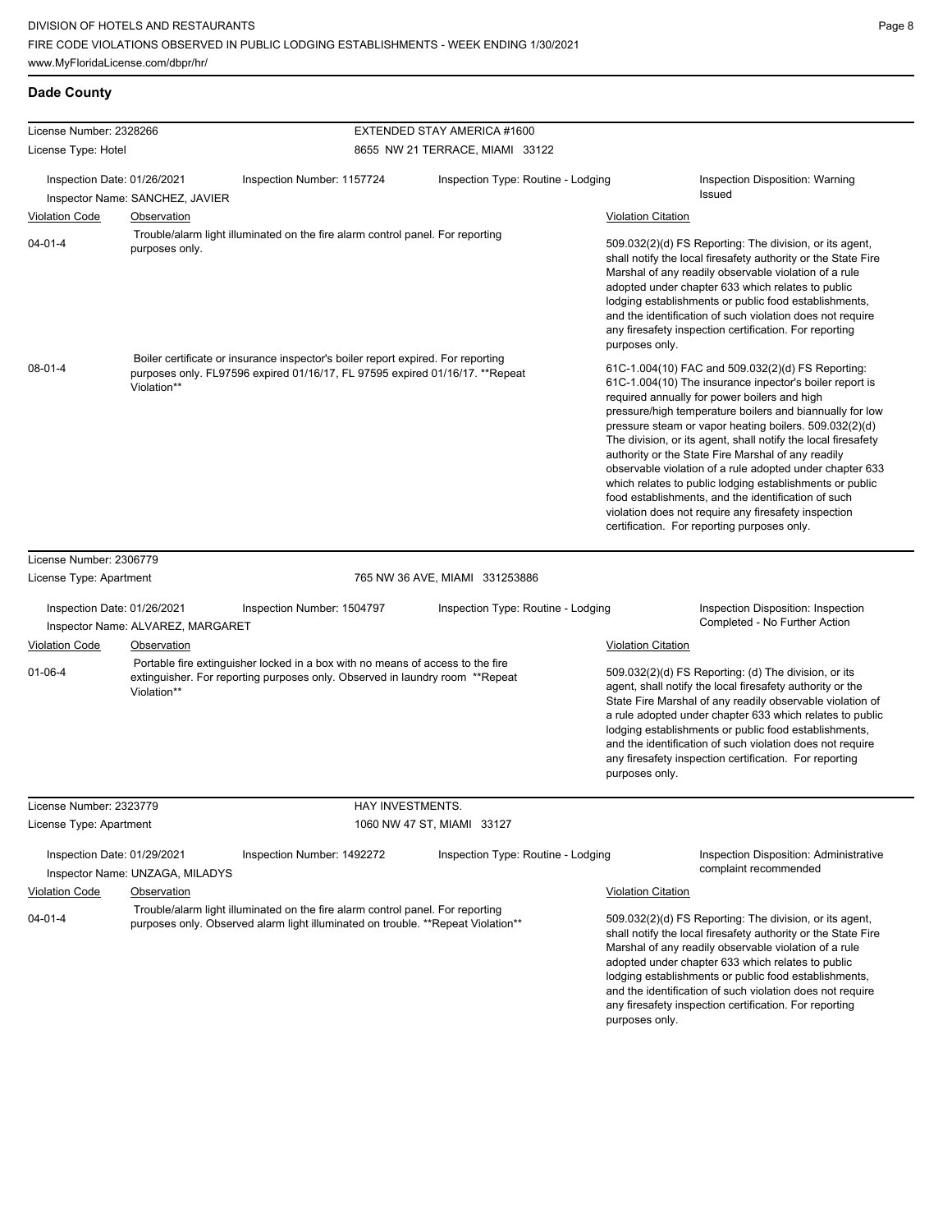## Dade County

**License Number:** 2328266 — **EXTENDED STAY AMERICA #1600**
**License Type:** Hotel — 8655 NW 21 TERRACE, MIAMI 33122

Inspection Date: 01/26/2021 | Inspection Number: 1157724 | Inspection Type: Routine - Lodging | Inspection Disposition: Warning Issued
Inspector Name: SANCHEZ, JAVIER

| Violation Code | Observation | Violation Citation |
|---|---|---|
| 04-01-4 | Trouble/alarm light illuminated on the fire alarm control panel. For reporting purposes only. | 509.032(2)(d) FS Reporting: The division, or its agent, shall notify the local firesafety authority or the State Fire Marshal of any readily observable violation of a rule adopted under chapter 633 which relates to public lodging establishments or public food establishments, and the identification of such violation does not require any firesafety inspection certification. For reporting purposes only. |
| 08-01-4 | Boiler certificate or insurance inspector's boiler report expired. For reporting purposes only. FL97596 expired 01/16/17, FL 97595 expired 01/16/17. **Repeat Violation** | 61C-1.004(10) FAC and 509.032(2)(d) FS Reporting: 61C-1.004(10) The insurance inpector's boiler report is required annually for power boilers and high pressure/high temperature boilers and biannually for low pressure steam or vapor heating boilers. 509.032(2)(d) The division, or its agent, shall notify the local firesafety authority or the State Fire Marshal of any readily observable violation of a rule adopted under chapter 633 which relates to public lodging establishments or public food establishments, and the identification of such violation does not require any firesafety inspection certification. For reporting purposes only. |

**License Number:** 2306779
**License Type:** Apartment — 765 NW 36 AVE, MIAMI 331253886

Inspection Date: 01/26/2021 | Inspection Number: 1504797 | Inspection Type: Routine - Lodging | Inspection Disposition: Inspection Completed - No Further Action
Inspector Name: ALVAREZ, MARGARET

| Violation Code | Observation | Violation Citation |
|---|---|---|
| 01-06-4 | Portable fire extinguisher locked in a box with no means of access to the fire extinguisher. For reporting purposes only. Observed in laundry room **Repeat Violation** | 509.032(2)(d) FS Reporting: (d) The division, or its agent, shall notify the local firesafety authority or the State Fire Marshal of any readily observable violation of a rule adopted under chapter 633 which relates to public lodging establishments or public food establishments, and the identification of such violation does not require any firesafety inspection certification. For reporting purposes only. |

**License Number:** 2323779 — **HAY INVESTMENTS.**
**License Type:** Apartment — 1060 NW 47 ST, MIAMI 33127

Inspection Date: 01/29/2021 | Inspection Number: 1492272 | Inspection Type: Routine - Lodging | Inspection Disposition: Administrative complaint recommended
Inspector Name: UNZAGA, MILADYS

| Violation Code | Observation | Violation Citation |
|---|---|---|
| 04-01-4 | Trouble/alarm light illuminated on the fire alarm control panel. For reporting purposes only. Observed alarm light illuminated on trouble. **Repeat Violation** | 509.032(2)(d) FS Reporting: The division, or its agent, shall notify the local firesafety authority or the State Fire Marshal of any readily observable violation of a rule adopted under chapter 633 which relates to public lodging establishments or public food establishments, and the identification of such violation does not require any firesafety inspection certification. For reporting purposes only. |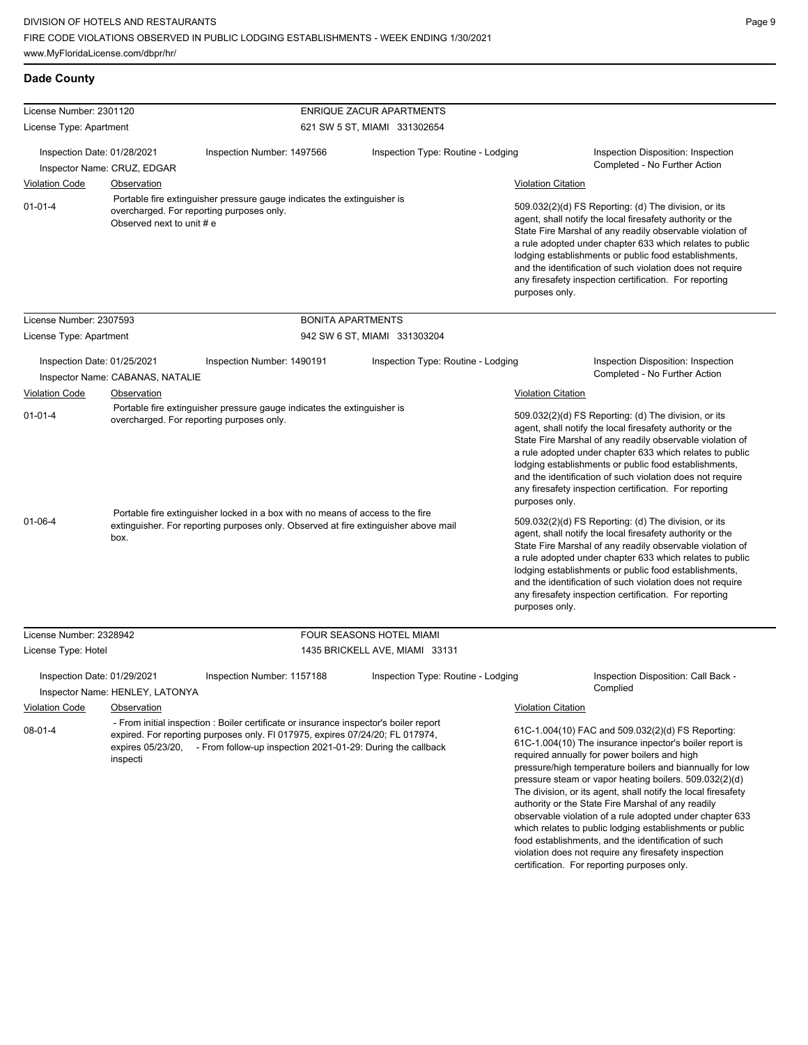## Dade County

**License Number:** 2301120 — **ENRIQUE ZACUR APARTMENTS**
**License Type:** Apartment — 621 SW 5 ST, MIAMI 331302654

Inspection Date: 01/28/2021 | Inspection Number: 1497566 | Inspection Type: Routine - Lodging | Inspection Disposition: Inspection Completed - No Further Action
Inspector Name: CRUZ, EDGAR

| Violation Code | Observation | Violation Citation |
|---|---|---|
| 01-01-4 | Portable fire extinguisher pressure gauge indicates the extinguisher is overcharged. For reporting purposes only. Observed next to unit # e | 509.032(2)(d) FS Reporting: (d) The division, or its agent, shall notify the local firesafety authority or the State Fire Marshal of any readily observable violation of a rule adopted under chapter 633 which relates to public lodging establishments or public food establishments, and the identification of such violation does not require any firesafety inspection certification. For reporting purposes only. |

**License Number:** 2307593 — **BONITA APARTMENTS**
**License Type:** Apartment — 942 SW 6 ST, MIAMI 331303204

Inspection Date: 01/25/2021 | Inspection Number: 1490191 | Inspection Type: Routine - Lodging | Inspection Disposition: Inspection Completed - No Further Action
Inspector Name: CABANAS, NATALIE

| Violation Code | Observation | Violation Citation |
|---|---|---|
| 01-01-4 | Portable fire extinguisher pressure gauge indicates the extinguisher is overcharged. For reporting purposes only. | 509.032(2)(d) FS Reporting: (d) The division, or its agent, shall notify the local firesafety authority or the State Fire Marshal of any readily observable violation of a rule adopted under chapter 633 which relates to public lodging establishments or public food establishments, and the identification of such violation does not require any firesafety inspection certification. For reporting purposes only. |
| 01-06-4 | Portable fire extinguisher locked in a box with no means of access to the fire extinguisher. For reporting purposes only. Observed at fire extinguisher above mail box. | 509.032(2)(d) FS Reporting: (d) The division, or its agent, shall notify the local firesafety authority or the State Fire Marshal of any readily observable violation of a rule adopted under chapter 633 which relates to public lodging establishments or public food establishments, and the identification of such violation does not require any firesafety inspection certification. For reporting purposes only. |

**License Number:** 2328942 — **FOUR SEASONS HOTEL MIAMI**
**License Type:** Hotel — 1435 BRICKELL AVE, MIAMI 33131

Inspection Date: 01/29/2021 | Inspection Number: 1157188 | Inspection Type: Routine - Lodging | Inspection Disposition: Call Back - Complied
Inspector Name: HENLEY, LATONYA

| Violation Code | Observation | Violation Citation |
|---|---|---|
| 08-01-4 | - From initial inspection : Boiler certificate or insurance inspector's boiler report expired. For reporting purposes only. FI 017975, expires 07/24/20; FL 017974, expires 05/23/20, - From follow-up inspection 2021-01-29: During the callback inspecti | 61C-1.004(10) FAC and 509.032(2)(d) FS Reporting: 61C-1.004(10) The insurance inpector's boiler report is required annually for power boilers and high pressure/high temperature boilers and biannually for low pressure steam or vapor heating boilers. 509.032(2)(d) The division, or its agent, shall notify the local firesafety authority or the State Fire Marshal of any readily observable violation of a rule adopted under chapter 633 which relates to public lodging establishments or public food establishments, and the identification of such violation does not require any firesafety inspection certification. For reporting purposes only. |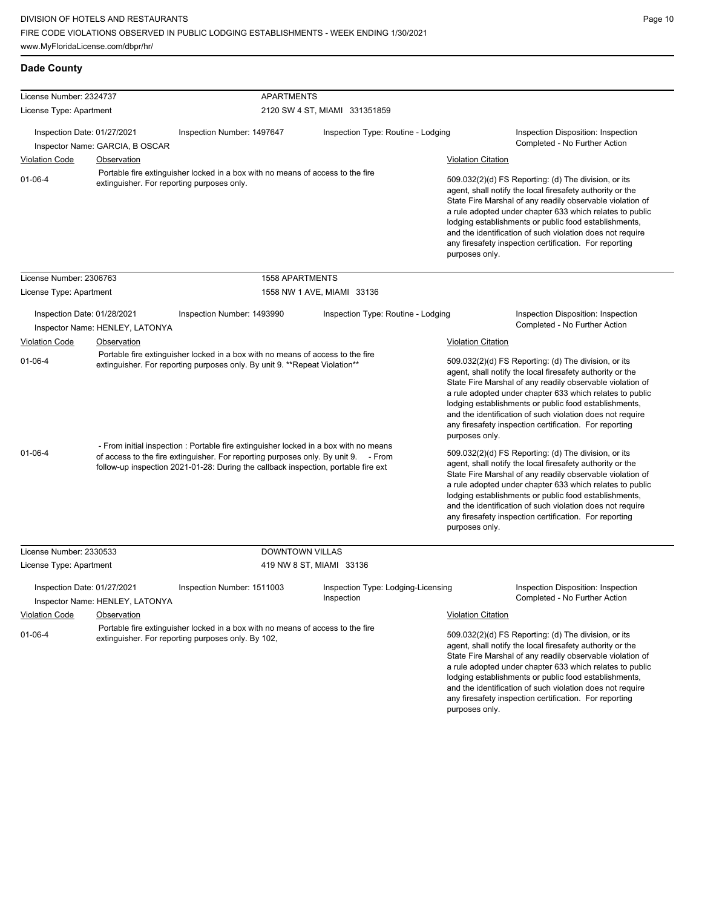## Dade County

**License Number:** 2324737 — **APARTMENTS**
**License Type:** Apartment — 2120 SW 4 ST, MIAMI 331351859

Inspection Date: 01/27/2021 | Inspection Number: 1497647 | Inspection Type: Routine - Lodging | Inspection Disposition: Inspection Completed - No Further Action
Inspector Name: GARCIA, B OSCAR

| Violation Code | Observation | Violation Citation |
| --- | --- | --- |
| 01-06-4 | Portable fire extinguisher locked in a box with no means of access to the fire extinguisher. For reporting purposes only. | 509.032(2)(d) FS Reporting: (d) The division, or its agent, shall notify the local firesafety authority or the State Fire Marshal of any readily observable violation of a rule adopted under chapter 633 which relates to public lodging establishments or public food establishments, and the identification of such violation does not require any firesafety inspection certification. For reporting purposes only. |

**License Number:** 2306763 — **1558 APARTMENTS**
**License Type:** Apartment — 1558 NW 1 AVE, MIAMI 33136

Inspection Date: 01/28/2021 | Inspection Number: 1493990 | Inspection Type: Routine - Lodging | Inspection Disposition: Inspection Completed - No Further Action
Inspector Name: HENLEY, LATONYA

| Violation Code | Observation | Violation Citation |
| --- | --- | --- |
| 01-06-4 | Portable fire extinguisher locked in a box with no means of access to the fire extinguisher. For reporting purposes only. By unit 9. **Repeat Violation** | 509.032(2)(d) FS Reporting: (d) The division, or its agent, shall notify the local firesafety authority or the State Fire Marshal of any readily observable violation of a rule adopted under chapter 633 which relates to public lodging establishments or public food establishments, and the identification of such violation does not require any firesafety inspection certification. For reporting purposes only. |
| 01-06-4 | - From initial inspection : Portable fire extinguisher locked in a box with no means of access to the fire extinguisher. For reporting purposes only. By unit 9. - From follow-up inspection 2021-01-28: During the callback inspection, portable fire ext | 509.032(2)(d) FS Reporting: (d) The division, or its agent, shall notify the local firesafety authority or the State Fire Marshal of any readily observable violation of a rule adopted under chapter 633 which relates to public lodging establishments or public food establishments, and the identification of such violation does not require any firesafety inspection certification. For reporting purposes only. |

**License Number:** 2330533 — **DOWNTOWN VILLAS**
**License Type:** Apartment — 419 NW 8 ST, MIAMI 33136

Inspection Date: 01/27/2021 | Inspection Number: 1511003 | Inspection Type: Lodging-Licensing Inspection | Inspection Disposition: Inspection Completed - No Further Action
Inspector Name: HENLEY, LATONYA

| Violation Code | Observation | Violation Citation |
| --- | --- | --- |
| 01-06-4 | Portable fire extinguisher locked in a box with no means of access to the fire extinguisher. For reporting purposes only. By 102, | 509.032(2)(d) FS Reporting: (d) The division, or its agent, shall notify the local firesafety authority or the State Fire Marshal of any readily observable violation of a rule adopted under chapter 633 which relates to public lodging establishments or public food establishments, and the identification of such violation does not require any firesafety inspection certification. For reporting purposes only. |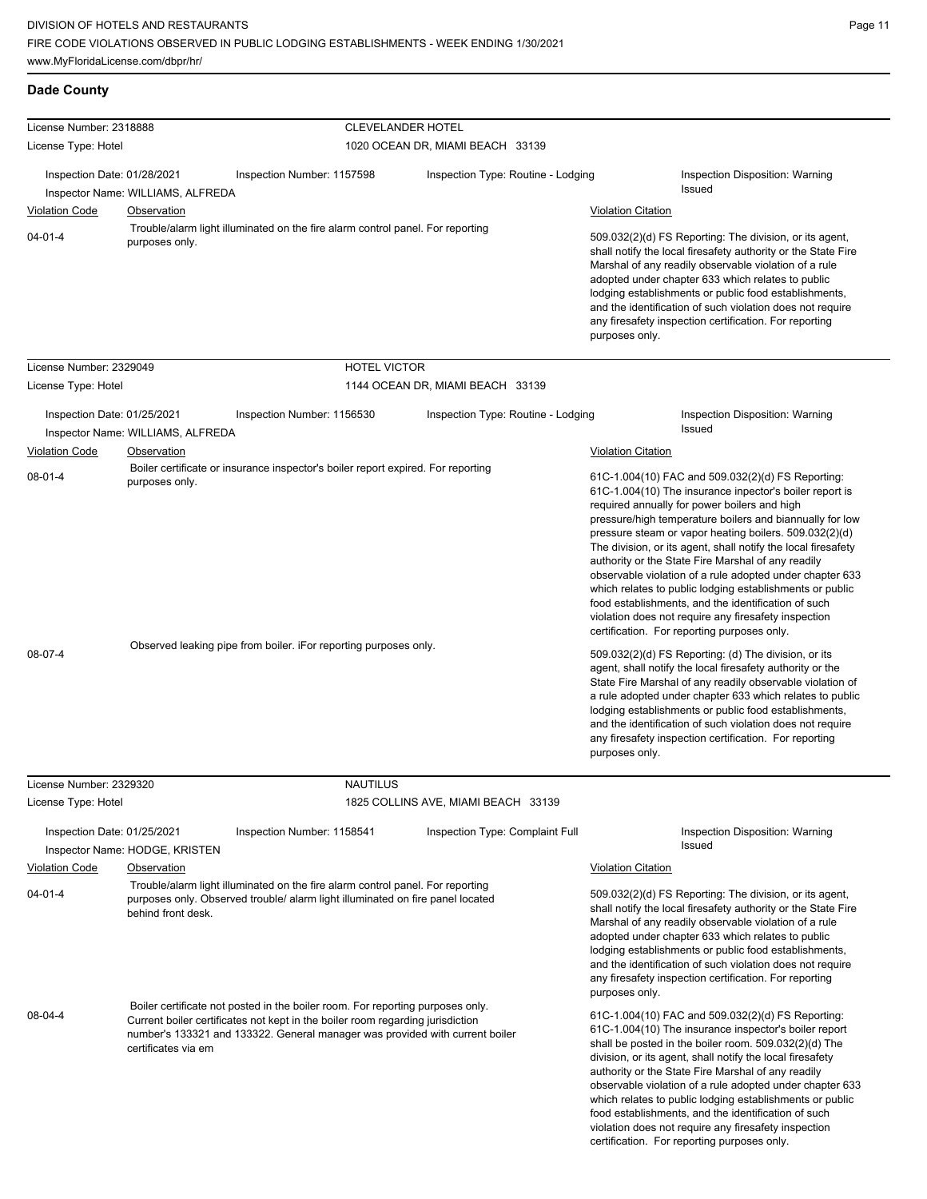## Dade County

**License Number:** 2318888 — **CLEVELANDER HOTEL**
**License Type:** Hotel — 1020 OCEAN DR, MIAMI BEACH 33139

Inspection Date: 01/28/2021 | Inspection Number: 1157598 | Inspection Type: Routine - Lodging | Inspection Disposition: Warning Issued
Inspector Name: WILLIAMS, ALFREDA

| Violation Code | Observation | Violation Citation |
|---|---|---|
| 04-01-4 | Trouble/alarm light illuminated on the fire alarm control panel. For reporting purposes only. | 509.032(2)(d) FS Reporting: The division, or its agent, shall notify the local firesafety authority or the State Fire Marshal of any readily observable violation of a rule adopted under chapter 633 which relates to public lodging establishments or public food establishments, and the identification of such violation does not require any firesafety inspection certification. For reporting purposes only. |

**License Number:** 2329049 — **HOTEL VICTOR**
**License Type:** Hotel — 1144 OCEAN DR, MIAMI BEACH 33139

Inspection Date: 01/25/2021 | Inspection Number: 1156530 | Inspection Type: Routine - Lodging | Inspection Disposition: Warning Issued
Inspector Name: WILLIAMS, ALFREDA

| Violation Code | Observation | Violation Citation |
|---|---|---|
| 08-01-4 | Boiler certificate or insurance inspector's boiler report expired. For reporting purposes only. | 61C-1.004(10) FAC and 509.032(2)(d) FS Reporting: 61C-1.004(10) The insurance inpector's boiler report is required annually for power boilers and high pressure/high temperature boilers and biannually for low pressure steam or vapor heating boilers. 509.032(2)(d) The division, or its agent, shall notify the local firesafety authority or the State Fire Marshal of any readily observable violation of a rule adopted under chapter 633 which relates to public lodging establishments or public food establishments, and the identification of such violation does not require any firesafety inspection certification. For reporting purposes only. |
| 08-07-4 | Observed leaking pipe from boiler. iFor reporting purposes only. | 509.032(2)(d) FS Reporting: (d) The division, or its agent, shall notify the local firesafety authority or the State Fire Marshal of any readily observable violation of a rule adopted under chapter 633 which relates to public lodging establishments or public food establishments, and the identification of such violation does not require any firesafety inspection certification. For reporting purposes only. |

**License Number:** 2329320 — **NAUTILUS**
**License Type:** Hotel — 1825 COLLINS AVE, MIAMI BEACH 33139

Inspection Date: 01/25/2021 | Inspection Number: 1158541 | Inspection Type: Complaint Full | Inspection Disposition: Warning Issued
Inspector Name: HODGE, KRISTEN

| Violation Code | Observation | Violation Citation |
|---|---|---|
| 04-01-4 | Trouble/alarm light illuminated on the fire alarm control panel. For reporting purposes only. Observed trouble/ alarm light illuminated on fire panel located behind front desk. | 509.032(2)(d) FS Reporting: The division, or its agent, shall notify the local firesafety authority or the State Fire Marshal of any readily observable violation of a rule adopted under chapter 633 which relates to public lodging establishments or public food establishments, and the identification of such violation does not require any firesafety inspection certification. For reporting purposes only. |
| 08-04-4 | Boiler certificate not posted in the boiler room. For reporting purposes only. Current boiler certificates not kept in the boiler room regarding jurisdiction number's 133321 and 133322. General manager was provided with current boiler certificates via em | 61C-1.004(10) FAC and 509.032(2)(d) FS Reporting: 61C-1.004(10) The insurance inspector's boiler report shall be posted in the boiler room. 509.032(2)(d) The division, or its agent, shall notify the local firesafety authority or the State Fire Marshal of any readily observable violation of a rule adopted under chapter 633 which relates to public lodging establishments or public food establishments, and the identification of such violation does not require any firesafety inspection certification. For reporting purposes only. |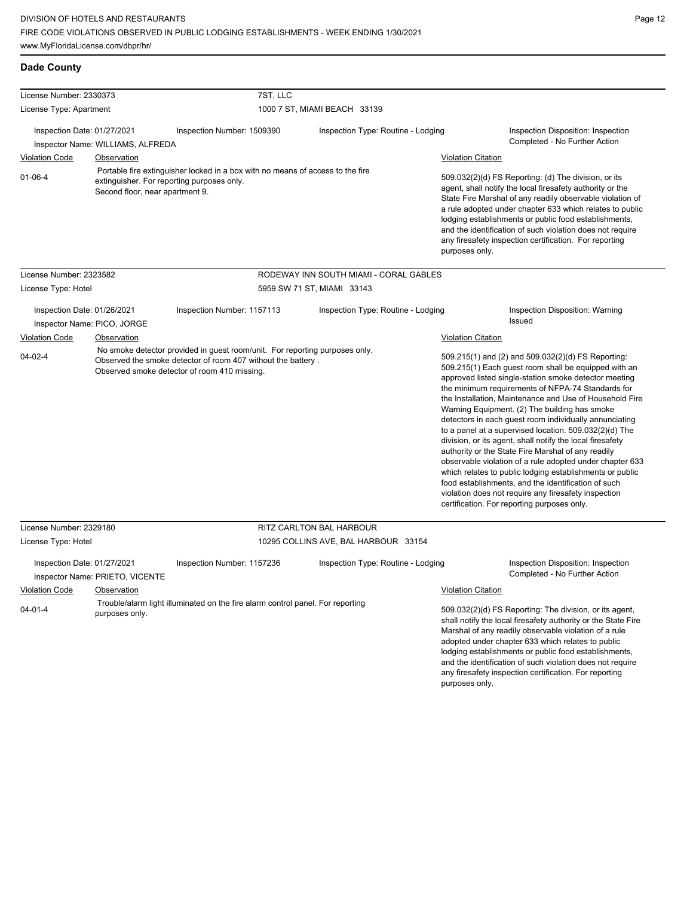## Dade County

**License Number:** 2330373 — 7ST, LLC
**License Type:** Apartment — 1000 7 ST, MIAMI BEACH 33139

Inspection Date: 01/27/2021 | Inspection Number: 1509390 | Inspection Type: Routine - Lodging | Inspection Disposition: Inspection Completed - No Further Action
Inspector Name: WILLIAMS, ALFREDA

| Violation Code | Observation | Violation Citation |
|---|---|---|
| 01-06-4 | Portable fire extinguisher locked in a box with no means of access to the fire extinguisher. For reporting purposes only. Second floor, near apartment 9. | 509.032(2)(d) FS Reporting: (d) The division, or its agent, shall notify the local firesafety authority or the State Fire Marshal of any readily observable violation of a rule adopted under chapter 633 which relates to public lodging establishments or public food establishments, and the identification of such violation does not require any firesafety inspection certification. For reporting purposes only. |

**License Number:** 2323582 — RODEWAY INN SOUTH MIAMI - CORAL GABLES
**License Type:** Hotel — 5959 SW 71 ST, MIAMI 33143

Inspection Date: 01/26/2021 | Inspection Number: 1157113 | Inspection Type: Routine - Lodging | Inspection Disposition: Warning Issued
Inspector Name: PICO, JORGE

| Violation Code | Observation | Violation Citation |
|---|---|---|
| 04-02-4 | No smoke detector provided in guest room/unit. For reporting purposes only. Observed the smoke detector of room 407 without the battery . Observed smoke detector of room 410 missing. | 509.215(1) and (2) and 509.032(2)(d) FS Reporting: 509.215(1) Each guest room shall be equipped with an approved listed single-station smoke detector meeting the minimum requirements of NFPA-74 Standards for the Installation, Maintenance and Use of Household Fire Warning Equipment. (2) The building has smoke detectors in each guest room individually annunciating to a panel at a supervised location. 509.032(2)(d) The division, or its agent, shall notify the local firesafety authority or the State Fire Marshal of any readily observable violation of a rule adopted under chapter 633 which relates to public lodging establishments or public food establishments, and the identification of such violation does not require any firesafety inspection certification. For reporting purposes only. |

**License Number:** 2329180 — RITZ CARLTON BAL HARBOUR
**License Type:** Hotel — 10295 COLLINS AVE, BAL HARBOUR 33154

Inspection Date: 01/27/2021 | Inspection Number: 1157236 | Inspection Type: Routine - Lodging | Inspection Disposition: Inspection Completed - No Further Action
Inspector Name: PRIETO, VICENTE

| Violation Code | Observation | Violation Citation |
|---|---|---|
| 04-01-4 | Trouble/alarm light illuminated on the fire alarm control panel. For reporting purposes only. | 509.032(2)(d) FS Reporting: The division, or its agent, shall notify the local firesafety authority or the State Fire Marshal of any readily observable violation of a rule adopted under chapter 633 which relates to public lodging establishments or public food establishments, and the identification of such violation does not require any firesafety inspection certification. For reporting purposes only. |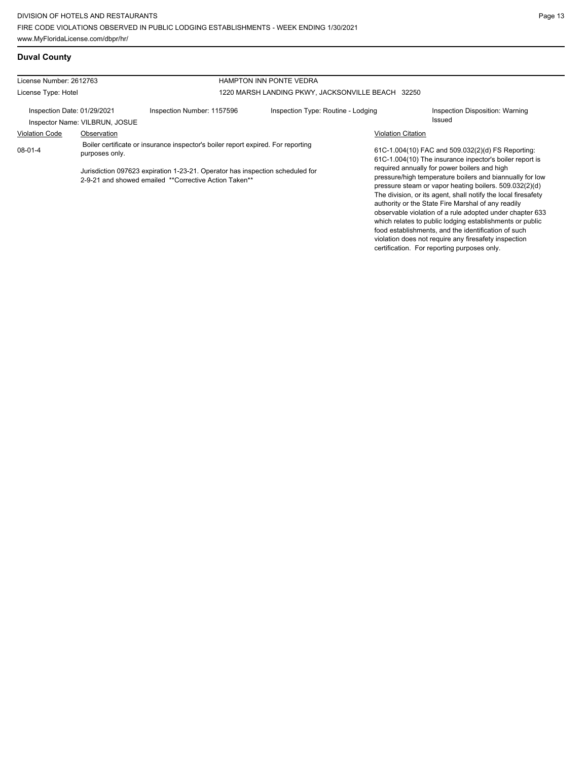## Duval County

License Number: 2612763
License Type: Hotel

HAMPTON INN PONTE VEDRA
1220 MARSH LANDING PKWY, JACKSONVILLE BEACH 32250

Inspection Date: 01/29/2021
Inspector Name: VILBRUN, JOSUE
Inspection Number: 1157596
Inspection Type: Routine - Lodging
Inspection Disposition: Warning Issued

| Violation Code | Observation | Violation Citation |
|---|---|---|
| 08-01-4 | Boiler certificate or insurance inspector's boiler report expired. For reporting purposes only. Jurisdiction 097623 expiration 1-23-21. Operator has inspection scheduled for 2-9-21 and showed emailed **Corrective Action Taken** | 61C-1.004(10) FAC and 509.032(2)(d) FS Reporting: 61C-1.004(10) The insurance inpector's boiler report is required annually for power boilers and high pressure/high temperature boilers and biannually for low pressure steam or vapor heating boilers. 509.032(2)(d) The division, or its agent, shall notify the local firesafety authority or the State Fire Marshal of any readily observable violation of a rule adopted under chapter 633 which relates to public lodging establishments or public food establishments, and the identification of such violation does not require any firesafety inspection certification. For reporting purposes only. |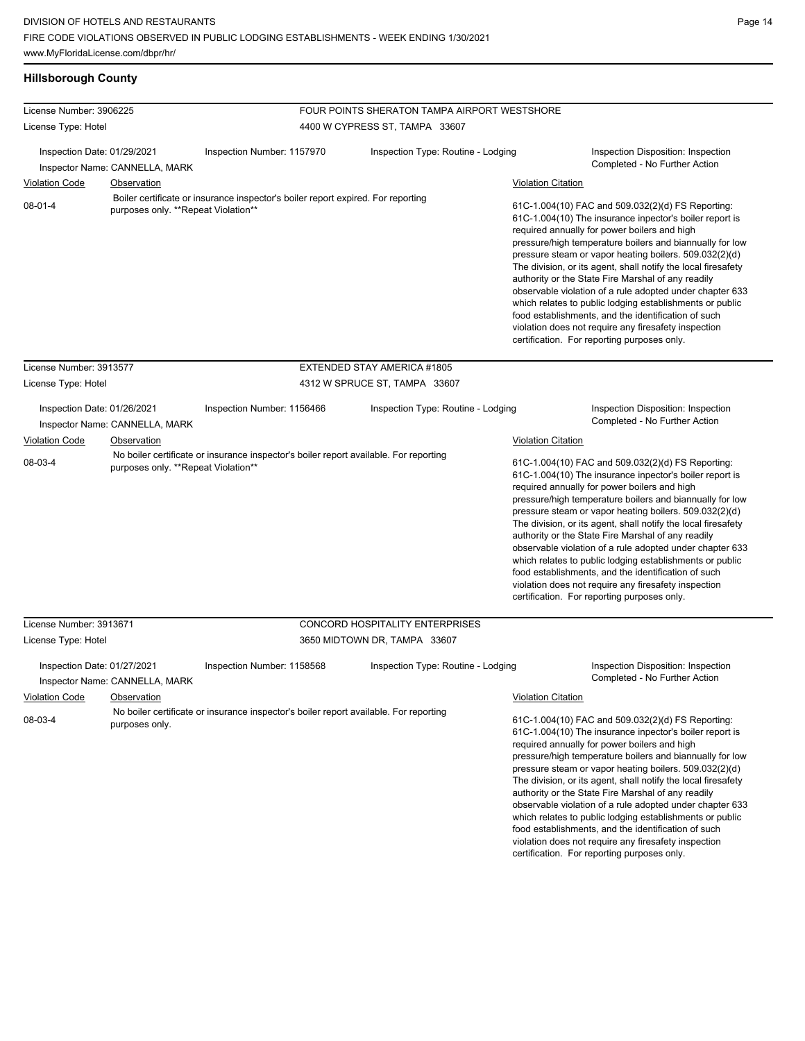## Hillsborough County

| License Number: 3906225 | FOUR POINTS SHERATON TAMPA AIRPORT WESTSHORE | | |
|---|---|---|---|
| License Type: Hotel | 4400 W CYPRESS ST, TAMPA 33607 | | |
| Inspection Date: 01/29/2021<br>Inspector Name: CANNELLA, MARK | Inspection Number: 1157970 | Inspection Type: Routine - Lodging | Inspection Disposition: Inspection Completed - No Further Action |
| **Violation Code** | **Observation** | | **Violation Citation** |
| 08-01-4 | Boiler certificate or insurance inspector's boiler report expired. For reporting purposes only. **Repeat Violation** | | 61C-1.004(10) FAC and 509.032(2)(d) FS Reporting: 61C-1.004(10) The insurance inpector's boiler report is required annually for power boilers and high pressure/high temperature boilers and biannually for low pressure steam or vapor heating boilers. 509.032(2)(d) The division, or its agent, shall notify the local firesafety authority or the State Fire Marshal of any readily observable violation of a rule adopted under chapter 633 which relates to public lodging establishments or public food establishments, and the identification of such violation does not require any firesafety inspection certification. For reporting purposes only. |

| License Number: 3913577 | EXTENDED STAY AMERICA #1805 | | |
|---|---|---|---|
| License Type: Hotel | 4312 W SPRUCE ST, TAMPA 33607 | | |
| Inspection Date: 01/26/2021<br>Inspector Name: CANNELLA, MARK | Inspection Number: 1156466 | Inspection Type: Routine - Lodging | Inspection Disposition: Inspection Completed - No Further Action |
| **Violation Code** | **Observation** | | **Violation Citation** |
| 08-03-4 | No boiler certificate or insurance inspector's boiler report available. For reporting purposes only. **Repeat Violation** | | 61C-1.004(10) FAC and 509.032(2)(d) FS Reporting: 61C-1.004(10) The insurance inpector's boiler report is required annually for power boilers and high pressure/high temperature boilers and biannually for low pressure steam or vapor heating boilers. 509.032(2)(d) The division, or its agent, shall notify the local firesafety authority or the State Fire Marshal of any readily observable violation of a rule adopted under chapter 633 which relates to public lodging establishments or public food establishments, and the identification of such violation does not require any firesafety inspection certification. For reporting purposes only. |

| License Number: 3913671 | CONCORD HOSPITALITY ENTERPRISES | | |
|---|---|---|---|
| License Type: Hotel | 3650 MIDTOWN DR, TAMPA 33607 | | |
| Inspection Date: 01/27/2021<br>Inspector Name: CANNELLA, MARK | Inspection Number: 1158568 | Inspection Type: Routine - Lodging | Inspection Disposition: Inspection Completed - No Further Action |
| **Violation Code** | **Observation** | | **Violation Citation** |
| 08-03-4 | No boiler certificate or insurance inspector's boiler report available. For reporting purposes only. | | 61C-1.004(10) FAC and 509.032(2)(d) FS Reporting: 61C-1.004(10) The insurance inpector's boiler report is required annually for power boilers and high pressure/high temperature boilers and biannually for low pressure steam or vapor heating boilers. 509.032(2)(d) The division, or its agent, shall notify the local firesafety authority or the State Fire Marshal of any readily observable violation of a rule adopted under chapter 633 which relates to public lodging establishments or public food establishments, and the identification of such violation does not require any firesafety inspection certification. For reporting purposes only. |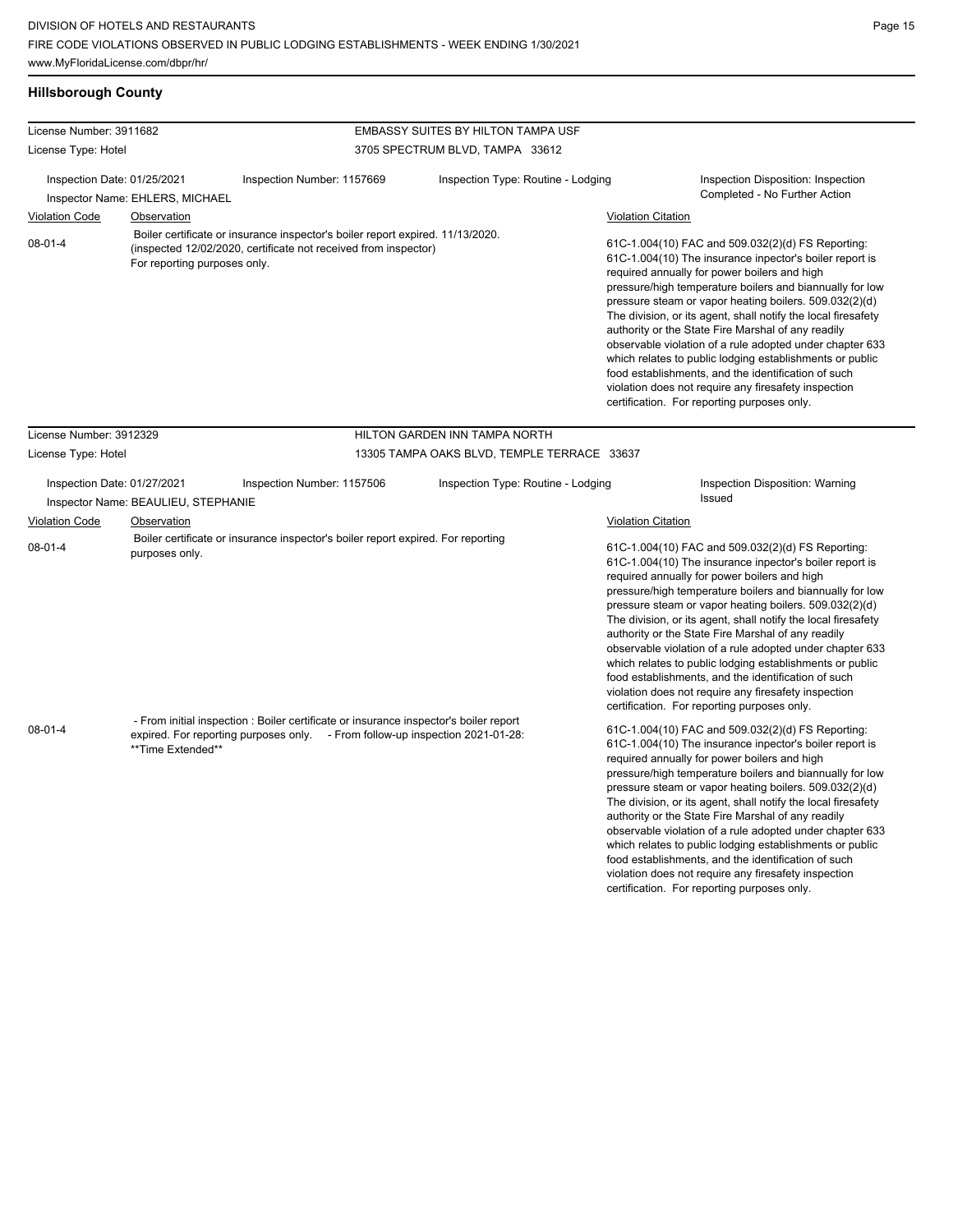## Hillsborough County

**License Number:** 3911682
**License Type:** Hotel

**EMBASSY SUITES BY HILTON TAMPA USF**
3705 SPECTRUM BLVD, TAMPA 33612

**Inspection Date:** 01/25/2021
**Inspector Name:** EHLERS, MICHAEL
**Inspection Number:** 1157669
**Inspection Type:** Routine - Lodging
**Inspection Disposition:** Inspection Completed - No Further Action

| Violation Code | Observation | Violation Citation |
| --- | --- | --- |
| 08-01-4 | Boiler certificate or insurance inspector's boiler report expired. 11/13/2020. (inspected 12/02/2020, certificate not received from inspector) For reporting purposes only. | 61C-1.004(10) FAC and 509.032(2)(d) FS Reporting: 61C-1.004(10) The insurance inpector's boiler report is required annually for power boilers and high pressure/high temperature boilers and biannually for low pressure steam or vapor heating boilers. 509.032(2)(d) The division, or its agent, shall notify the local firesafety authority or the State Fire Marshal of any readily observable violation of a rule adopted under chapter 633 which relates to public lodging establishments or public food establishments, and the identification of such violation does not require any firesafety inspection certification. For reporting purposes only. |

---

**License Number:** 3912329
**License Type:** Hotel

**HILTON GARDEN INN TAMPA NORTH**
13305 TAMPA OAKS BLVD, TEMPLE TERRACE 33637

**Inspection Date:** 01/27/2021
**Inspector Name:** BEAULIEU, STEPHANIE
**Inspection Number:** 1157506
**Inspection Type:** Routine - Lodging
**Inspection Disposition:** Warning Issued

| Violation Code | Observation | Violation Citation |
| --- | --- | --- |
| 08-01-4 | Boiler certificate or insurance inspector's boiler report expired. For reporting purposes only. | 61C-1.004(10) FAC and 509.032(2)(d) FS Reporting: 61C-1.004(10) The insurance inpector's boiler report is required annually for power boilers and high pressure/high temperature boilers and biannually for low pressure steam or vapor heating boilers. 509.032(2)(d) The division, or its agent, shall notify the local firesafety authority or the State Fire Marshal of any readily observable violation of a rule adopted under chapter 633 which relates to public lodging establishments or public food establishments, and the identification of such violation does not require any firesafety inspection certification. For reporting purposes only. |
| 08-01-4 | - From initial inspection : Boiler certificate or insurance inspector's boiler report expired. For reporting purposes only. - From follow-up inspection 2021-01-28: **Time Extended** | 61C-1.004(10) FAC and 509.032(2)(d) FS Reporting: 61C-1.004(10) The insurance inpector's boiler report is required annually for power boilers and high pressure/high temperature boilers and biannually for low pressure steam or vapor heating boilers. 509.032(2)(d) The division, or its agent, shall notify the local firesafety authority or the State Fire Marshal of any readily observable violation of a rule adopted under chapter 633 which relates to public lodging establishments or public food establishments, and the identification of such violation does not require any firesafety inspection certification. For reporting purposes only. |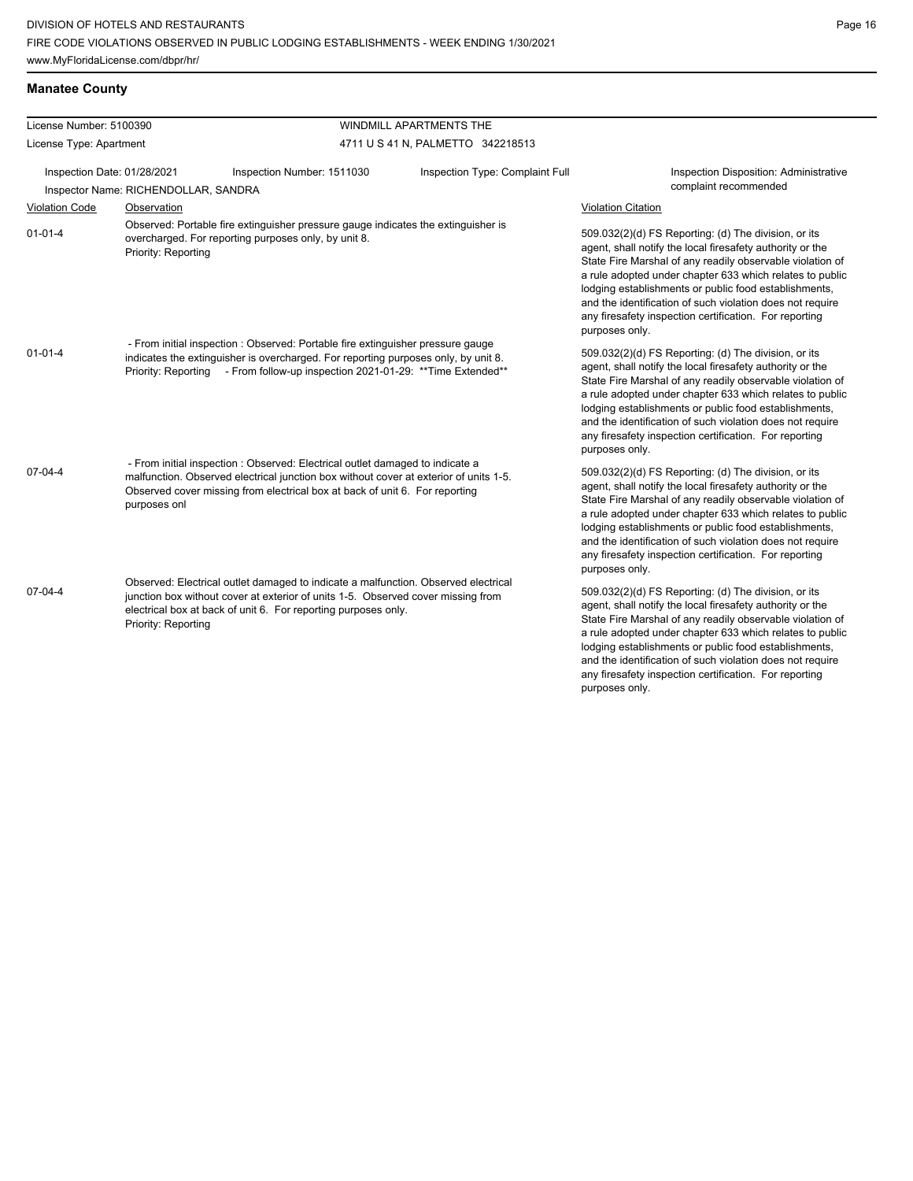## Manatee County

| | | | |
|---|---|---|---|
| License Number: 5100390 | | WINDMILL APARTMENTS THE | |
| License Type: Apartment | | 4711 U S 41 N, PALMETTO 342218513 | |
| Inspection Date: 01/28/2021 | Inspection Number: 1511030 | Inspection Type: Complaint Full | Inspection Disposition: Administrative complaint recommended |
| Inspector Name: RICHENDOLLAR, SANDRA | | | |

| Violation Code | Observation | Violation Citation |
|---|---|---|
| 01-01-4 | Observed: Portable fire extinguisher pressure gauge indicates the extinguisher is overcharged. For reporting purposes only, by unit 8. Priority: Reporting | 509.032(2)(d) FS Reporting: (d) The division, or its agent, shall notify the local firesafety authority or the State Fire Marshal of any readily observable violation of a rule adopted under chapter 633 which relates to public lodging establishments or public food establishments, and the identification of such violation does not require any firesafety inspection certification. For reporting purposes only. |
| 01-01-4 | - From initial inspection : Observed: Portable fire extinguisher pressure gauge indicates the extinguisher is overcharged. For reporting purposes only, by unit 8. Priority: Reporting - From follow-up inspection 2021-01-29: **Time Extended** | 509.032(2)(d) FS Reporting: (d) The division, or its agent, shall notify the local firesafety authority or the State Fire Marshal of any readily observable violation of a rule adopted under chapter 633 which relates to public lodging establishments or public food establishments, and the identification of such violation does not require any firesafety inspection certification. For reporting purposes only. |
| 07-04-4 | - From initial inspection : Observed: Electrical outlet damaged to indicate a malfunction. Observed electrical junction box without cover at exterior of units 1-5. Observed cover missing from electrical box at back of unit 6. For reporting purposes onl | 509.032(2)(d) FS Reporting: (d) The division, or its agent, shall notify the local firesafety authority or the State Fire Marshal of any readily observable violation of a rule adopted under chapter 633 which relates to public lodging establishments or public food establishments, and the identification of such violation does not require any firesafety inspection certification. For reporting purposes only. |
| 07-04-4 | Observed: Electrical outlet damaged to indicate a malfunction. Observed electrical junction box without cover at exterior of units 1-5. Observed cover missing from electrical box at back of unit 6. For reporting purposes only. Priority: Reporting | 509.032(2)(d) FS Reporting: (d) The division, or its agent, shall notify the local firesafety authority or the State Fire Marshal of any readily observable violation of a rule adopted under chapter 633 which relates to public lodging establishments or public food establishments, and the identification of such violation does not require any firesafety inspection certification. For reporting purposes only. |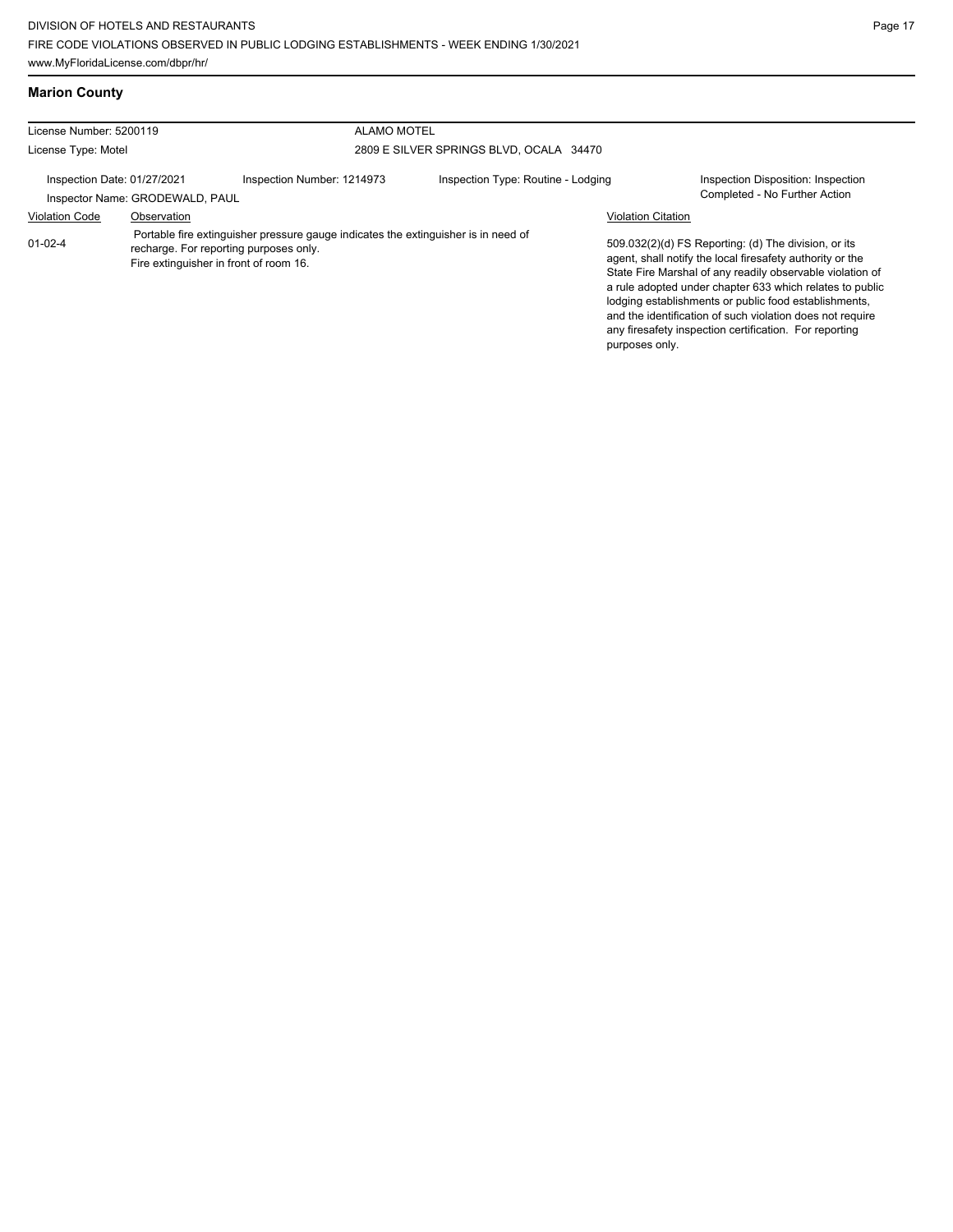## Marion County

| | | | |
|---|---|---|---|
| License Number: 5200119 | | ALAMO MOTEL | |
| License Type: Motel | | 2809 E SILVER SPRINGS BLVD, OCALA 34470 | |
| Inspection Date: 01/27/2021 | Inspection Number: 1214973 | Inspection Type: Routine - Lodging | Inspection Disposition: Inspection Completed - No Further Action |
| Inspector Name: GRODEWALD, PAUL | | | |

| Violation Code | Observation | Violation Citation |
|---|---|---|
| 01-02-4 | Portable fire extinguisher pressure gauge indicates the extinguisher is in need of recharge. For reporting purposes only. Fire extinguisher in front of room 16. | 509.032(2)(d) FS Reporting: (d) The division, or its agent, shall notify the local firesafety authority or the State Fire Marshal of any readily observable violation of a rule adopted under chapter 633 which relates to public lodging establishments or public food establishments, and the identification of such violation does not require any firesafety inspection certification. For reporting purposes only. |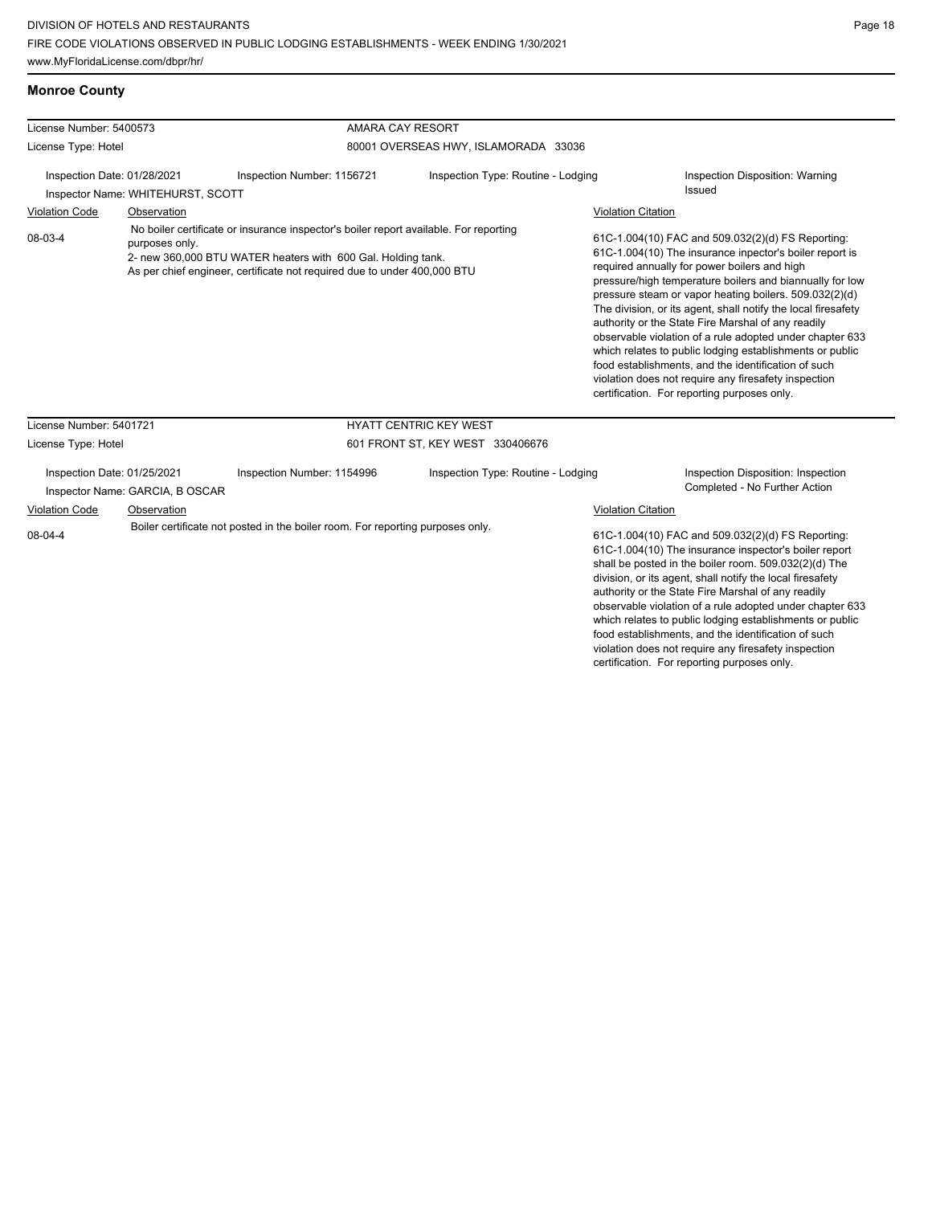## Monroe County

| License Number: 5400573 | AMARA CAY RESORT |
|---|---|
| License Type: Hotel | 80001 OVERSEAS HWY, ISLAMORADA 33036 |

Inspection Date: 01/28/2021 | Inspection Number: 1156721 | Inspection Type: Routine - Lodging | Inspection Disposition: Warning Issued

Inspector Name: WHITEHURST, SCOTT

| Violation Code | Observation | Violation Citation |
|---|---|---|
| 08-03-4 | No boiler certificate or insurance inspector's boiler report available. For reporting purposes only. 2- new 360,000 BTU WATER heaters with 600 Gal. Holding tank. As per chief engineer, certificate not required due to under 400,000 BTU | 61C-1.004(10) FAC and 509.032(2)(d) FS Reporting: 61C-1.004(10) The insurance inpector's boiler report is required annually for power boilers and high pressure/high temperature boilers and biannually for low pressure steam or vapor heating boilers. 509.032(2)(d) The division, or its agent, shall notify the local firesafety authority or the State Fire Marshal of any readily observable violation of a rule adopted under chapter 633 which relates to public lodging establishments or public food establishments, and the identification of such violation does not require any firesafety inspection certification. For reporting purposes only. |

| License Number: 5401721 | HYATT CENTRIC KEY WEST |
|---|---|
| License Type: Hotel | 601 FRONT ST, KEY WEST 330406676 |

Inspection Date: 01/25/2021 | Inspection Number: 1154996 | Inspection Type: Routine - Lodging | Inspection Disposition: Inspection Completed - No Further Action

Inspector Name: GARCIA, B OSCAR

| Violation Code | Observation | Violation Citation |
|---|---|---|
| 08-04-4 | Boiler certificate not posted in the boiler room. For reporting purposes only. | 61C-1.004(10) FAC and 509.032(2)(d) FS Reporting: 61C-1.004(10) The insurance inspector's boiler report shall be posted in the boiler room. 509.032(2)(d) The division, or its agent, shall notify the local firesafety authority or the State Fire Marshal of any readily observable violation of a rule adopted under chapter 633 which relates to public lodging establishments or public food establishments, and the identification of such violation does not require any firesafety inspection certification. For reporting purposes only. |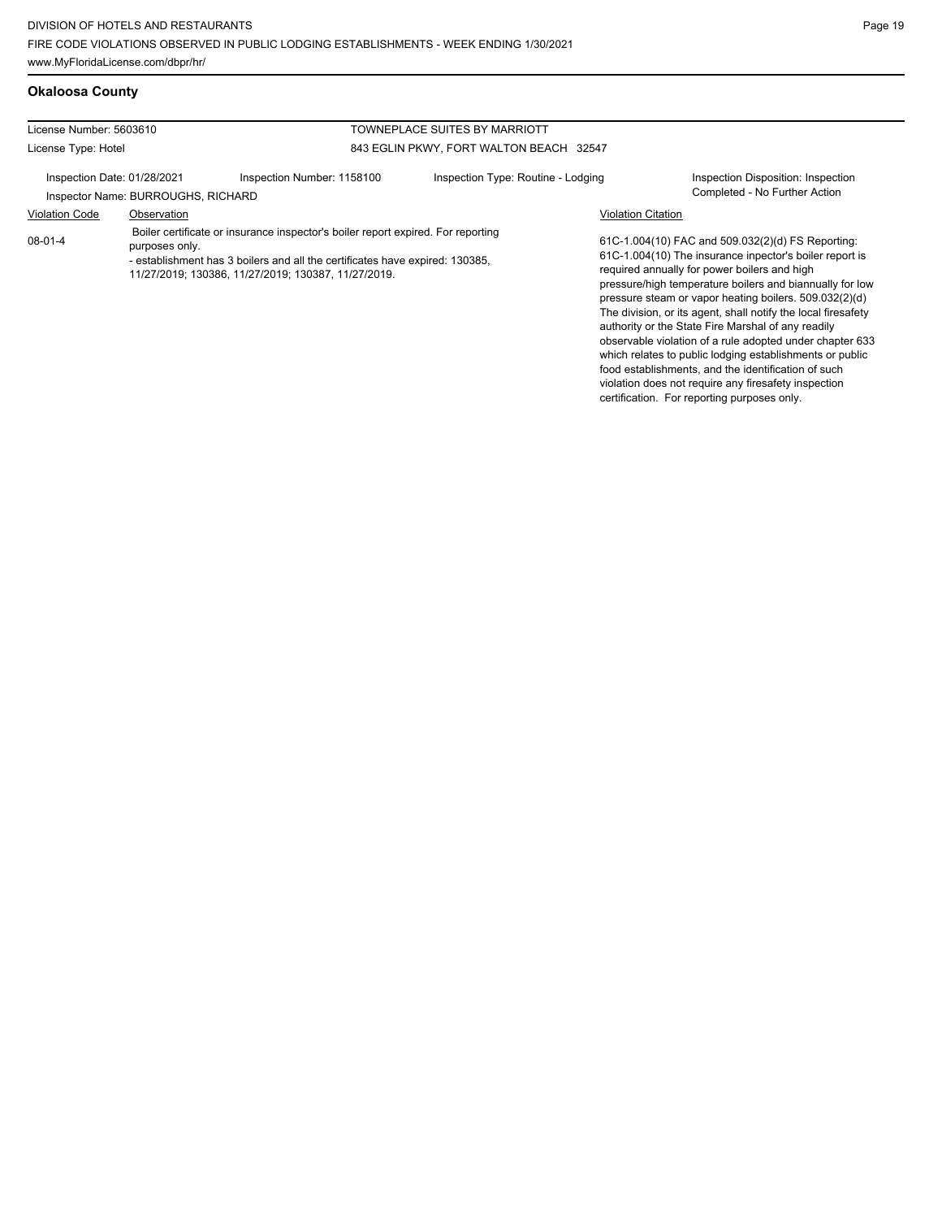## Okaloosa County

| | | | |
|---|---|---|---|
| License Number: 5603610 | | TOWNEPLACE SUITES BY MARRIOTT | |
| License Type: Hotel | | 843 EGLIN PKWY, FORT WALTON BEACH 32547 | |
| Inspection Date: 01/28/2021 | Inspection Number: 1158100 | Inspection Type: Routine - Lodging | Inspection Disposition: Inspection Completed - No Further Action |
| Inspector Name: BURROUGHS, RICHARD | | | |

| Violation Code | Observation | Violation Citation |
|---|---|---|
| 08-01-4 | Boiler certificate or insurance inspector's boiler report expired. For reporting purposes only.<br>- establishment has 3 boilers and all the certificates have expired: 130385, 11/27/2019; 130386, 11/27/2019; 130387, 11/27/2019. | 61C-1.004(10) FAC and 509.032(2)(d) FS Reporting: 61C-1.004(10) The insurance inpector's boiler report is required annually for power boilers and high pressure/high temperature boilers and biannually for low pressure steam or vapor heating boilers. 509.032(2)(d) The division, or its agent, shall notify the local firesafety authority or the State Fire Marshal of any readily observable violation of a rule adopted under chapter 633 which relates to public lodging establishments or public food establishments, and the identification of such violation does not require any firesafety inspection certification. For reporting purposes only. |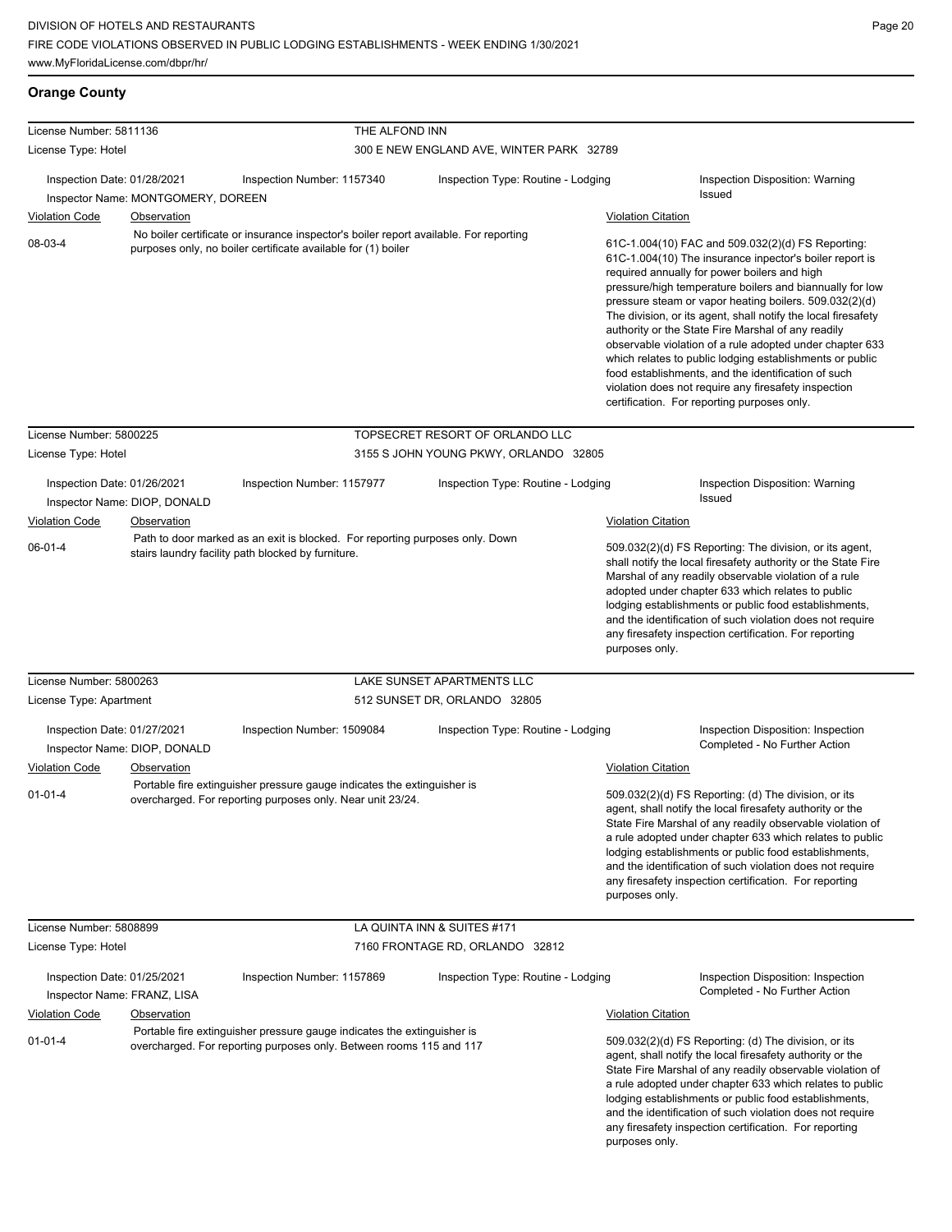DIVISION OF HOTELS AND RESTAURANTS
FIRE CODE VIOLATIONS OBSERVED IN PUBLIC LODGING ESTABLISHMENTS - WEEK ENDING 1/30/2021
www.MyFloridaLicense.com/dbpr/hr/

## Orange County

| | |
|---|---|
| License Number: 5811136 | THE ALFOND INN |
| License Type: Hotel | 300 E NEW ENGLAND AVE, WINTER PARK 32789 |

Inspection Date: 01/28/2021 | Inspection Number: 1157340 | Inspection Type: Routine - Lodging | Inspection Disposition: Warning Issued

Inspector Name: MONTGOMERY, DOREEN

| Violation Code | Observation | Violation Citation |
|---|---|---|
| 08-03-4 | No boiler certificate or insurance inspector's boiler report available. For reporting purposes only, no boiler certificate available for (1) boiler | 61C-1.004(10) FAC and 509.032(2)(d) FS Reporting: 61C-1.004(10) The insurance inpector's boiler report is required annually for power boilers and high pressure/high temperature boilers and biannually for low pressure steam or vapor heating boilers. 509.032(2)(d) The division, or its agent, shall notify the local firesafety authority or the State Fire Marshal of any readily observable violation of a rule adopted under chapter 633 which relates to public lodging establishments or public food establishments, and the identification of such violation does not require any firesafety inspection certification. For reporting purposes only. |

| | |
|---|---|
| License Number: 5800225 | TOPSECRET RESORT OF ORLANDO LLC |
| License Type: Hotel | 3155 S JOHN YOUNG PKWY, ORLANDO 32805 |

Inspection Date: 01/26/2021 | Inspection Number: 1157977 | Inspection Type: Routine - Lodging | Inspection Disposition: Warning Issued

Inspector Name: DIOP, DONALD

| Violation Code | Observation | Violation Citation |
|---|---|---|
| 06-01-4 | Path to door marked as an exit is blocked. For reporting purposes only. Down stairs laundry facility path blocked by furniture. | 509.032(2)(d) FS Reporting: The division, or its agent, shall notify the local firesafety authority or the State Fire Marshal of any readily observable violation of a rule adopted under chapter 633 which relates to public lodging establishments or public food establishments, and the identification of such violation does not require any firesafety inspection certification. For reporting purposes only. |

| | |
|---|---|
| License Number: 5800263 | LAKE SUNSET APARTMENTS LLC |
| License Type: Apartment | 512 SUNSET DR, ORLANDO 32805 |

Inspection Date: 01/27/2021 | Inspection Number: 1509084 | Inspection Type: Routine - Lodging | Inspection Disposition: Inspection Completed - No Further Action

Inspector Name: DIOP, DONALD

| Violation Code | Observation | Violation Citation |
|---|---|---|
| 01-01-4 | Portable fire extinguisher pressure gauge indicates the extinguisher is overcharged. For reporting purposes only. Near unit 23/24. | 509.032(2)(d) FS Reporting: (d) The division, or its agent, shall notify the local firesafety authority or the State Fire Marshal of any readily observable violation of a rule adopted under chapter 633 which relates to public lodging establishments or public food establishments, and the identification of such violation does not require any firesafety inspection certification. For reporting purposes only. |

| | |
|---|---|
| License Number: 5808899 | LA QUINTA INN & SUITES #171 |
| License Type: Hotel | 7160 FRONTAGE RD, ORLANDO 32812 |

Inspection Date: 01/25/2021 | Inspection Number: 1157869 | Inspection Type: Routine - Lodging | Inspection Disposition: Inspection Completed - No Further Action

Inspector Name: FRANZ, LISA

| Violation Code | Observation | Violation Citation |
|---|---|---|
| 01-01-4 | Portable fire extinguisher pressure gauge indicates the extinguisher is overcharged. For reporting purposes only. Between rooms 115 and 117 | 509.032(2)(d) FS Reporting: (d) The division, or its agent, shall notify the local firesafety authority or the State Fire Marshal of any readily observable violation of a rule adopted under chapter 633 which relates to public lodging establishments or public food establishments, and the identification of such violation does not require any firesafety inspection certification. For reporting purposes only. |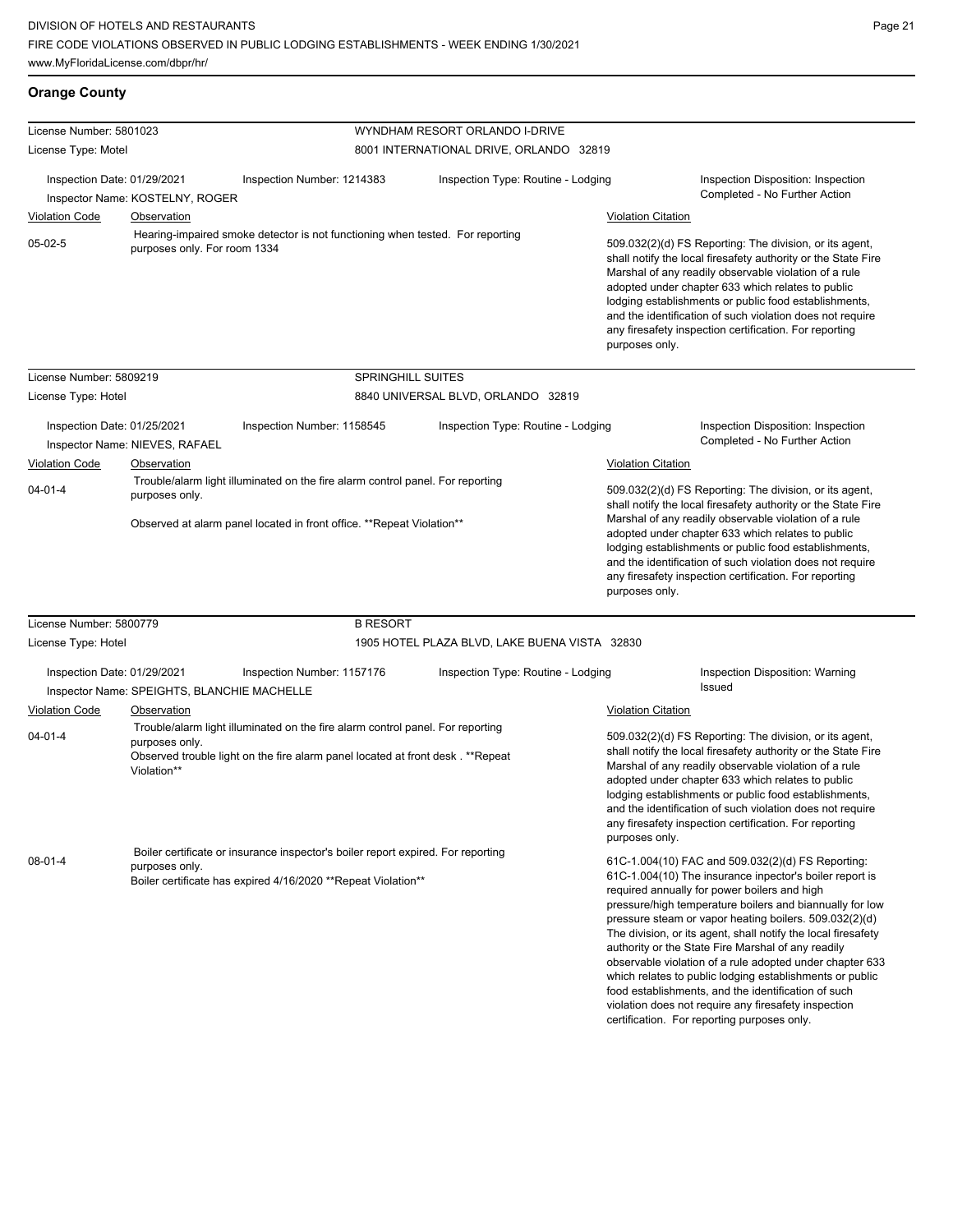## Orange County

| | |
|---|---|
| License Number: 5801023 | WYNDHAM RESORT ORLANDO I-DRIVE |
| License Type: Motel | 8001 INTERNATIONAL DRIVE, ORLANDO 32819 |

Inspection Date: 01/29/2021 | Inspection Number: 1214383 | Inspection Type: Routine - Lodging | Inspection Disposition: Inspection Completed - No Further Action

Inspector Name: KOSTELNY, ROGER

| Violation Code | Observation | Violation Citation |
|---|---|---|
| 05-02-5 | Hearing-impaired smoke detector is not functioning when tested. For reporting purposes only. For room 1334 | 509.032(2)(d) FS Reporting: The division, or its agent, shall notify the local firesafety authority or the State Fire Marshal of any readily observable violation of a rule adopted under chapter 633 which relates to public lodging establishments or public food establishments, and the identification of such violation does not require any firesafety inspection certification. For reporting purposes only. |

| | |
|---|---|
| License Number: 5809219 | SPRINGHILL SUITES |
| License Type: Hotel | 8840 UNIVERSAL BLVD, ORLANDO 32819 |

Inspection Date: 01/25/2021 | Inspection Number: 1158545 | Inspection Type: Routine - Lodging | Inspection Disposition: Inspection Completed - No Further Action

Inspector Name: NIEVES, RAFAEL

| Violation Code | Observation | Violation Citation |
|---|---|---|
| 04-01-4 | Trouble/alarm light illuminated on the fire alarm control panel. For reporting purposes only.<br><br>Observed at alarm panel located in front office. **Repeat Violation** | 509.032(2)(d) FS Reporting: The division, or its agent, shall notify the local firesafety authority or the State Fire Marshal of any readily observable violation of a rule adopted under chapter 633 which relates to public lodging establishments or public food establishments, and the identification of such violation does not require any firesafety inspection certification. For reporting purposes only. |

| | |
|---|---|
| License Number: 5800779 | B RESORT |
| License Type: Hotel | 1905 HOTEL PLAZA BLVD, LAKE BUENA VISTA 32830 |

Inspection Date: 01/29/2021 | Inspection Number: 1157176 | Inspection Type: Routine - Lodging | Inspection Disposition: Warning Issued

Inspector Name: SPEIGHTS, BLANCHIE MACHELLE

| Violation Code | Observation | Violation Citation |
|---|---|---|
| 04-01-4 | Trouble/alarm light illuminated on the fire alarm control panel. For reporting purposes only.<br>Observed trouble light on the fire alarm panel located at front desk . **Repeat Violation** | 509.032(2)(d) FS Reporting: The division, or its agent, shall notify the local firesafety authority or the State Fire Marshal of any readily observable violation of a rule adopted under chapter 633 which relates to public lodging establishments or public food establishments, and the identification of such violation does not require any firesafety inspection certification. For reporting purposes only. |
| 08-01-4 | Boiler certificate or insurance inspector's boiler report expired. For reporting purposes only.<br>Boiler certificate has expired 4/16/2020 **Repeat Violation** | 61C-1.004(10) FAC and 509.032(2)(d) FS Reporting: 61C-1.004(10) The insurance inpector's boiler report is required annually for power boilers and high pressure/high temperature boilers and biannually for low pressure steam or vapor heating boilers. 509.032(2)(d) The division, or its agent, shall notify the local firesafety authority or the State Fire Marshal of any readily observable violation of a rule adopted under chapter 633 which relates to public lodging establishments or public food establishments, and the identification of such violation does not require any firesafety inspection certification. For reporting purposes only. |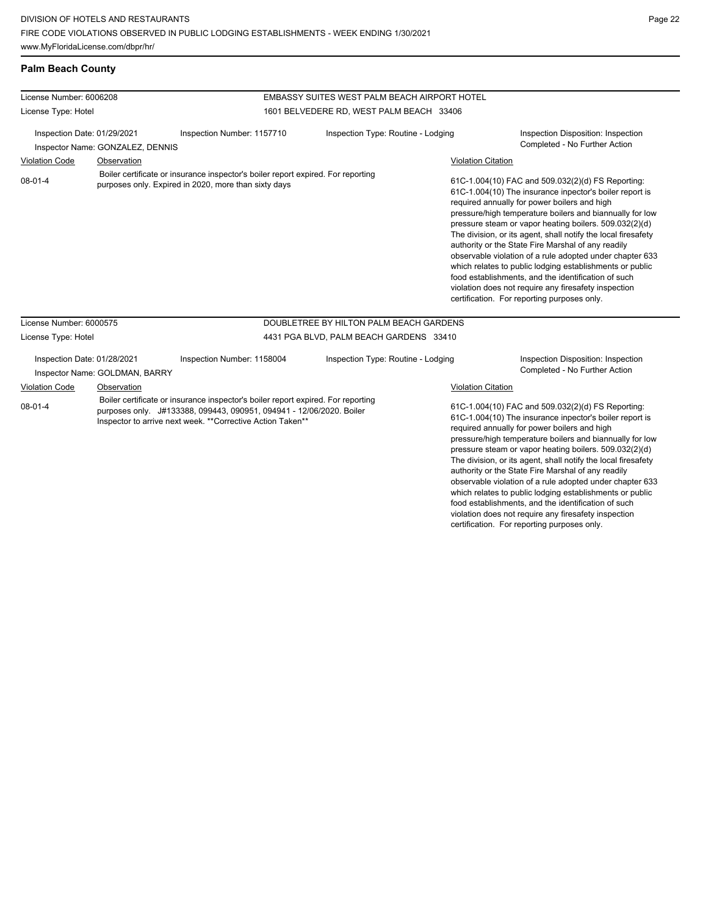DIVISION OF HOTELS AND RESTAURANTS
FIRE CODE VIOLATIONS OBSERVED IN PUBLIC LODGING ESTABLISHMENTS - WEEK ENDING 1/30/2021
www.MyFloridaLicense.com/dbpr/hr/

## Palm Beach County

License Number: 6006208
License Type: Hotel

EMBASSY SUITES WEST PALM BEACH AIRPORT HOTEL
1601 BELVEDERE RD, WEST PALM BEACH 33406

Inspection Date: 01/29/2021
Inspector Name: GONZALEZ, DENNIS
Inspection Number: 1157710
Inspection Type: Routine - Lodging
Inspection Disposition: Inspection Completed - No Further Action

| Violation Code | Observation | Violation Citation |
| --- | --- | --- |
| 08-01-4 | Boiler certificate or insurance inspector's boiler report expired. For reporting purposes only. Expired in 2020, more than sixty days | 61C-1.004(10) FAC and 509.032(2)(d) FS Reporting: 61C-1.004(10) The insurance inpector's boiler report is required annually for power boilers and high pressure/high temperature boilers and biannually for low pressure steam or vapor heating boilers. 509.032(2)(d) The division, or its agent, shall notify the local firesafety authority or the State Fire Marshal of any readily observable violation of a rule adopted under chapter 633 which relates to public lodging establishments or public food establishments, and the identification of such violation does not require any firesafety inspection certification. For reporting purposes only. |

License Number: 6000575
License Type: Hotel

DOUBLETREE BY HILTON PALM BEACH GARDENS
4431 PGA BLVD, PALM BEACH GARDENS 33410

Inspection Date: 01/28/2021
Inspector Name: GOLDMAN, BARRY
Inspection Number: 1158004
Inspection Type: Routine - Lodging
Inspection Disposition: Inspection Completed - No Further Action

| Violation Code | Observation | Violation Citation |
| --- | --- | --- |
| 08-01-4 | Boiler certificate or insurance inspector's boiler report expired. For reporting purposes only. J#133388, 099443, 090951, 094941 - 12/06/2020. Boiler Inspector to arrive next week. **Corrective Action Taken** | 61C-1.004(10) FAC and 509.032(2)(d) FS Reporting: 61C-1.004(10) The insurance inpector's boiler report is required annually for power boilers and high pressure/high temperature boilers and biannually for low pressure steam or vapor heating boilers. 509.032(2)(d) The division, or its agent, shall notify the local firesafety authority or the State Fire Marshal of any readily observable violation of a rule adopted under chapter 633 which relates to public lodging establishments or public food establishments, and the identification of such violation does not require any firesafety inspection certification. For reporting purposes only. |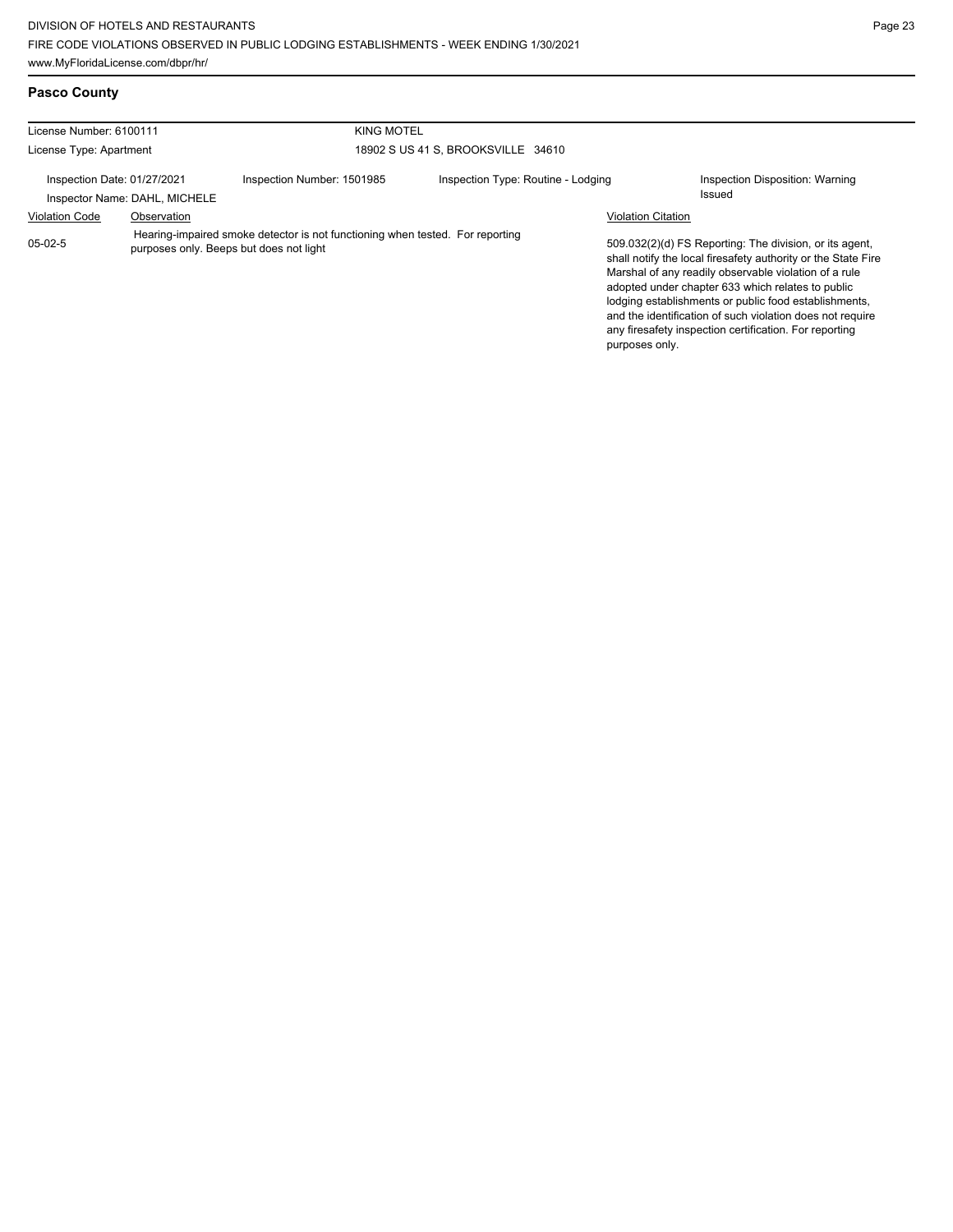## Pasco County

| | | | |
|---|---|---|---|
| License Number: 6100111 | | KING MOTEL | |
| License Type: Apartment | | 18902 S US 41 S, BROOKSVILLE 34610 | |
| Inspection Date: 01/27/2021 | Inspection Number: 1501985 | Inspection Type: Routine - Lodging | Inspection Disposition: Warning Issued |
| Inspector Name: DAHL, MICHELE | | | |

| Violation Code | Observation | Violation Citation |
|---|---|---|
| 05-02-5 | Hearing-impaired smoke detector is not functioning when tested. For reporting purposes only. Beeps but does not light | 509.032(2)(d) FS Reporting: The division, or its agent, shall notify the local firesafety authority or the State Fire Marshal of any readily observable violation of a rule adopted under chapter 633 which relates to public lodging establishments or public food establishments, and the identification of such violation does not require any firesafety inspection certification. For reporting purposes only. |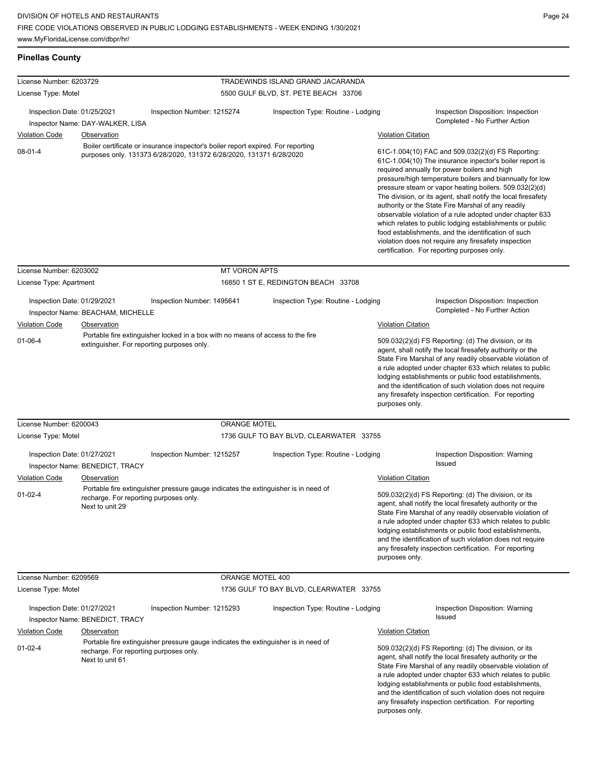**Pinellas County**

| | | | |
|---|---|---|---|
| License Number: 6203729 | | TRADEWINDS ISLAND GRAND JACARANDA | |
| License Type: Motel | | 5500 GULF BLVD, ST. PETE BEACH 33706 | |
| Inspection Date: 01/25/2021 | Inspection Number: 1215274 | Inspection Type: Routine - Lodging | Inspection Disposition: Inspection Completed - No Further Action |
| Inspector Name: DAY-WALKER, LISA | | | |
| Violation Code | Observation | | Violation Citation |
| 08-01-4 | Boiler certificate or insurance inspector's boiler report expired. For reporting purposes only. 131373 6/28/2020, 131372 6/28/2020, 131371 6/28/2020 | | 61C-1.004(10) FAC and 509.032(2)(d) FS Reporting: 61C-1.004(10) The insurance inpector's boiler report is required annually for power boilers and high pressure/high temperature boilers and biannually for low pressure steam or vapor heating boilers. 509.032(2)(d) The division, or its agent, shall notify the local firesafety authority or the State Fire Marshal of any readily observable violation of a rule adopted under chapter 633 which relates to public lodging establishments or public food establishments, and the identification of such violation does not require any firesafety inspection certification. For reporting purposes only. |

| | | | |
|---|---|---|---|
| License Number: 6203002 | | MT VORON APTS | |
| License Type: Apartment | | 16850 1 ST E, REDINGTON BEACH 33708 | |
| Inspection Date: 01/29/2021 | Inspection Number: 1495641 | Inspection Type: Routine - Lodging | Inspection Disposition: Inspection Completed - No Further Action |
| Inspector Name: BEACHAM, MICHELLE | | | |
| Violation Code | Observation | | Violation Citation |
| 01-06-4 | Portable fire extinguisher locked in a box with no means of access to the fire extinguisher. For reporting purposes only. | | 509.032(2)(d) FS Reporting: (d) The division, or its agent, shall notify the local firesafety authority or the State Fire Marshal of any readily observable violation of a rule adopted under chapter 633 which relates to public lodging establishments or public food establishments, and the identification of such violation does not require any firesafety inspection certification. For reporting purposes only. |

| | | | |
|---|---|---|---|
| License Number: 6200043 | | ORANGE MOTEL | |
| License Type: Motel | | 1736 GULF TO BAY BLVD, CLEARWATER 33755 | |
| Inspection Date: 01/27/2021 | Inspection Number: 1215257 | Inspection Type: Routine - Lodging | Inspection Disposition: Warning Issued |
| Inspector Name: BENEDICT, TRACY | | | |
| Violation Code | Observation | | Violation Citation |
| 01-02-4 | Portable fire extinguisher pressure gauge indicates the extinguisher is in need of recharge. For reporting purposes only.<br>Next to unit 29 | | 509.032(2)(d) FS Reporting: (d) The division, or its agent, shall notify the local firesafety authority or the State Fire Marshal of any readily observable violation of a rule adopted under chapter 633 which relates to public lodging establishments or public food establishments, and the identification of such violation does not require any firesafety inspection certification. For reporting purposes only. |

| | | | |
|---|---|---|---|
| License Number: 6209569 | | ORANGE MOTEL 400 | |
| License Type: Motel | | 1736 GULF TO BAY BLVD, CLEARWATER 33755 | |
| Inspection Date: 01/27/2021 | Inspection Number: 1215293 | Inspection Type: Routine - Lodging | Inspection Disposition: Warning Issued |
| Inspector Name: BENEDICT, TRACY | | | |
| Violation Code | Observation | | Violation Citation |
| 01-02-4 | Portable fire extinguisher pressure gauge indicates the extinguisher is in need of recharge. For reporting purposes only.<br>Next to unit 61 | | 509.032(2)(d) FS Reporting: (d) The division, or its agent, shall notify the local firesafety authority or the State Fire Marshal of any readily observable violation of a rule adopted under chapter 633 which relates to public lodging establishments or public food establishments, and the identification of such violation does not require any firesafety inspection certification. For reporting purposes only. |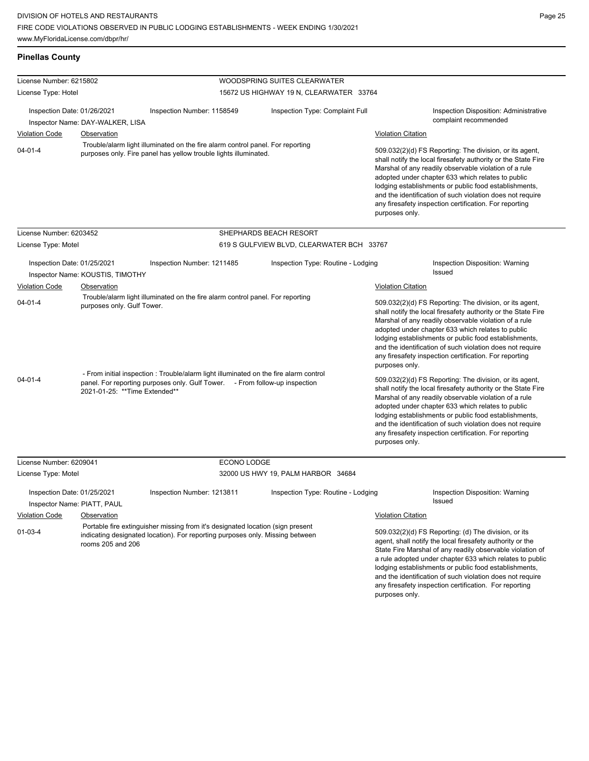## Pinellas County

| License Number: 6215802 | | WOODSPRING SUITES CLEARWATER | |
|---|---|---|---|
| License Type: Hotel | | 15672 US HIGHWAY 19 N, CLEARWATER 33764 | |
| Inspection Date: 01/26/2021 | Inspection Number: 1158549 | Inspection Type: Complaint Full | Inspection Disposition: Administrative complaint recommended |
| Inspector Name: DAY-WALKER, LISA | | | |

| Violation Code | Observation | Violation Citation |
|---|---|---|
| 04-01-4 | Trouble/alarm light illuminated on the fire alarm control panel. For reporting purposes only. Fire panel has yellow trouble lights illuminated. | 509.032(2)(d) FS Reporting: The division, or its agent, shall notify the local firesafety authority or the State Fire Marshal of any readily observable violation of a rule adopted under chapter 633 which relates to public lodging establishments or public food establishments, and the identification of such violation does not require any firesafety inspection certification. For reporting purposes only. |

| License Number: 6203452 | | SHEPHARDS BEACH RESORT | |
|---|---|---|---|
| License Type: Motel | | 619 S GULFVIEW BLVD, CLEARWATER BCH 33767 | |
| Inspection Date: 01/25/2021 | Inspection Number: 1211485 | Inspection Type: Routine - Lodging | Inspection Disposition: Warning Issued |
| Inspector Name: KOUSTIS, TIMOTHY | | | |

| Violation Code | Observation | Violation Citation |
|---|---|---|
| 04-01-4 | Trouble/alarm light illuminated on the fire alarm control panel. For reporting purposes only. Gulf Tower. | 509.032(2)(d) FS Reporting: The division, or its agent, shall notify the local firesafety authority or the State Fire Marshal of any readily observable violation of a rule adopted under chapter 633 which relates to public lodging establishments or public food establishments, and the identification of such violation does not require any firesafety inspection certification. For reporting purposes only. |
| 04-01-4 | - From initial inspection : Trouble/alarm light illuminated on the fire alarm control panel. For reporting purposes only. Gulf Tower. - From follow-up inspection 2021-01-25: **Time Extended** | 509.032(2)(d) FS Reporting: The division, or its agent, shall notify the local firesafety authority or the State Fire Marshal of any readily observable violation of a rule adopted under chapter 633 which relates to public lodging establishments or public food establishments, and the identification of such violation does not require any firesafety inspection certification. For reporting purposes only. |

| License Number: 6209041 | | ECONO LODGE | |
|---|---|---|---|
| License Type: Motel | | 32000 US HWY 19, PALM HARBOR 34684 | |
| Inspection Date: 01/25/2021 | Inspection Number: 1213811 | Inspection Type: Routine - Lodging | Inspection Disposition: Warning Issued |
| Inspector Name: PIATT, PAUL | | | |

| Violation Code | Observation | Violation Citation |
|---|---|---|
| 01-03-4 | Portable fire extinguisher missing from it's designated location (sign present indicating designated location). For reporting purposes only. Missing between rooms 205 and 206 | 509.032(2)(d) FS Reporting: (d) The division, or its agent, shall notify the local firesafety authority or the State Fire Marshal of any readily observable violation of a rule adopted under chapter 633 which relates to public lodging establishments or public food establishments, and the identification of such violation does not require any firesafety inspection certification. For reporting purposes only. |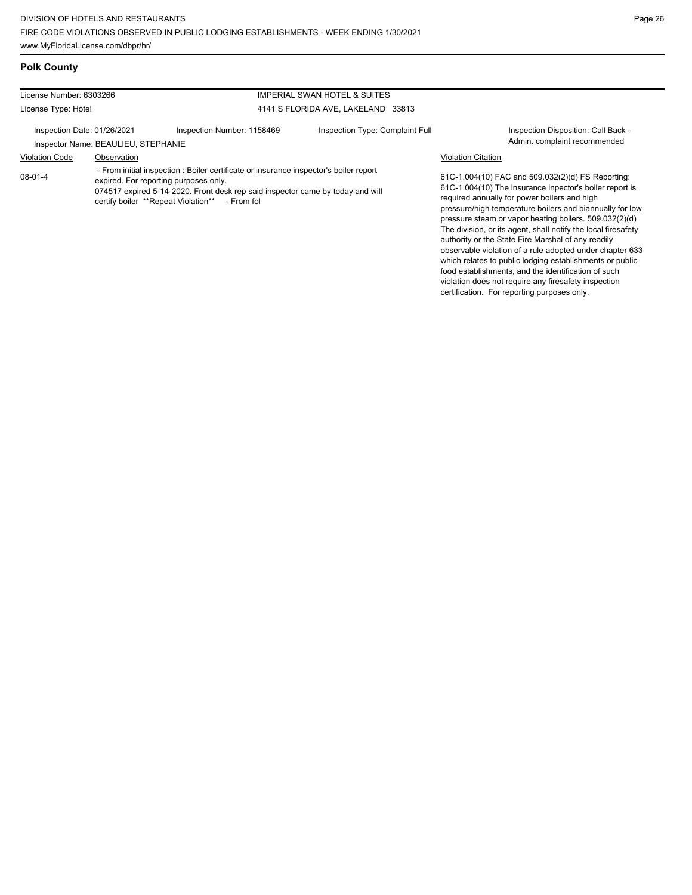## Polk County

| | | | |
|---|---|---|---|
| License Number: 6303266 | | IMPERIAL SWAN HOTEL & SUITES | |
| License Type: Hotel | | 4141 S FLORIDA AVE, LAKELAND 33813 | |
| Inspection Date: 01/26/2021 | Inspection Number: 1158469 | Inspection Type: Complaint Full | Inspection Disposition: Call Back - Admin. complaint recommended |
| Inspector Name: BEAULIEU, STEPHANIE | | | |

| Violation Code | Observation | Violation Citation |
|---|---|---|
| 08-01-4 | - From initial inspection : Boiler certificate or insurance inspector's boiler report expired. For reporting purposes only. 074517 expired 5-14-2020. Front desk rep said inspector came by today and will certify boiler **Repeat Violation** - From fol | 61C-1.004(10) FAC and 509.032(2)(d) FS Reporting: 61C-1.004(10) The insurance inpector's boiler report is required annually for power boilers and high pressure/high temperature boilers and biannually for low pressure steam or vapor heating boilers. 509.032(2)(d) The division, or its agent, shall notify the local firesafety authority or the State Fire Marshal of any readily observable violation of a rule adopted under chapter 633 which relates to public lodging establishments or public food establishments, and the identification of such violation does not require any firesafety inspection certification. For reporting purposes only. |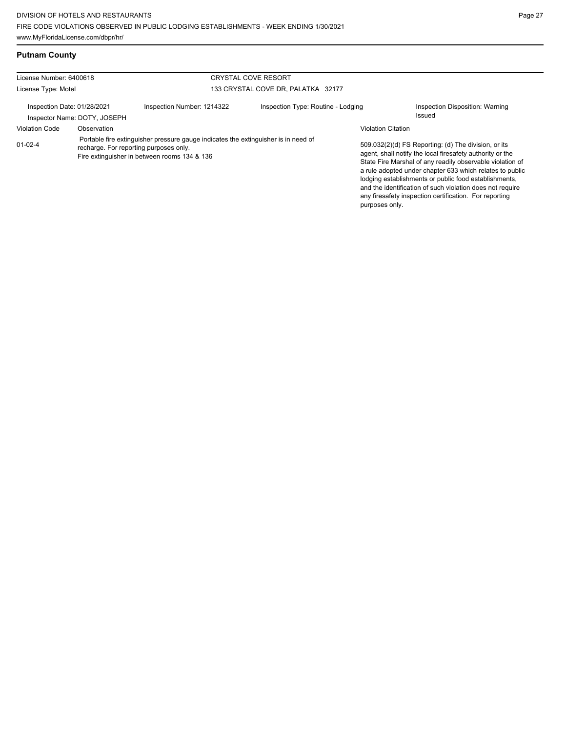## Putnam County

| | |
|---|---|
| License Number: 6400618 | CRYSTAL COVE RESORT |
| License Type: Motel | 133 CRYSTAL COVE DR, PALATKA 32177 |

Inspection Date: 01/28/2021 | Inspection Number: 1214322 | Inspection Type: Routine - Lodging | Inspection Disposition: Warning Issued

Inspector Name: DOTY, JOSEPH

| Violation Code | Observation | Violation Citation |
|---|---|---|
| 01-02-4 | Portable fire extinguisher pressure gauge indicates the extinguisher is in need of recharge. For reporting purposes only. Fire extinguisher in between rooms 134 & 136 | 509.032(2)(d) FS Reporting: (d) The division, or its agent, shall notify the local firesafety authority or the State Fire Marshal of any readily observable violation of a rule adopted under chapter 633 which relates to public lodging establishments or public food establishments, and the identification of such violation does not require any firesafety inspection certification. For reporting purposes only. |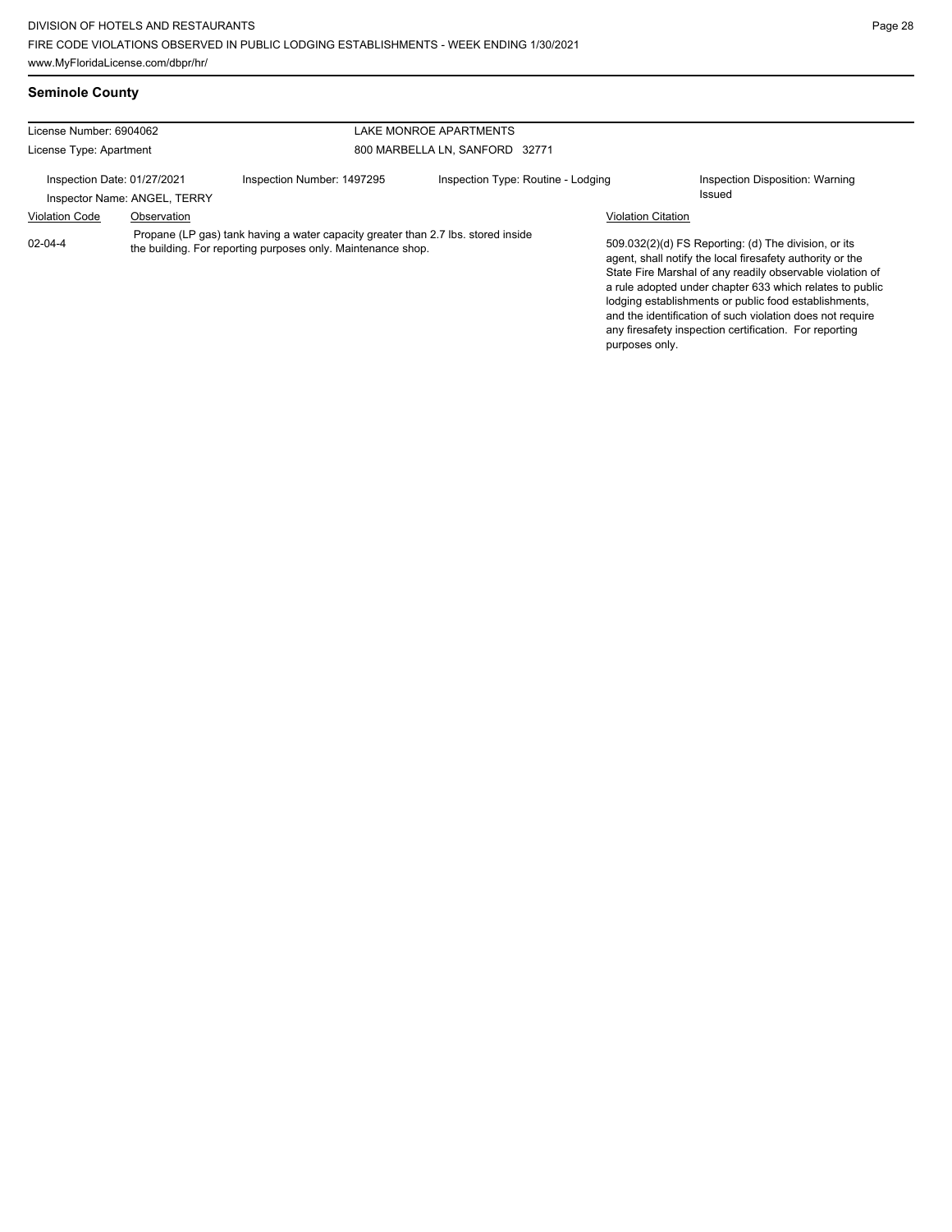## Seminole County

| | | | |
|---|---|---|---|
| License Number: 6904062 | | LAKE MONROE APARTMENTS | |
| License Type: Apartment | | 800 MARBELLA LN, SANFORD 32771 | |
| Inspection Date: 01/27/2021 | Inspection Number: 1497295 | Inspection Type: Routine - Lodging | Inspection Disposition: Warning Issued |
| Inspector Name: ANGEL, TERRY | | | |

| Violation Code | Observation | Violation Citation |
|---|---|---|
| 02-04-4 | Propane (LP gas) tank having a water capacity greater than 2.7 lbs. stored inside the building. For reporting purposes only. Maintenance shop. | 509.032(2)(d) FS Reporting: (d) The division, or its agent, shall notify the local firesafety authority or the State Fire Marshal of any readily observable violation of a rule adopted under chapter 633 which relates to public lodging establishments or public food establishments, and the identification of such violation does not require any firesafety inspection certification. For reporting purposes only. |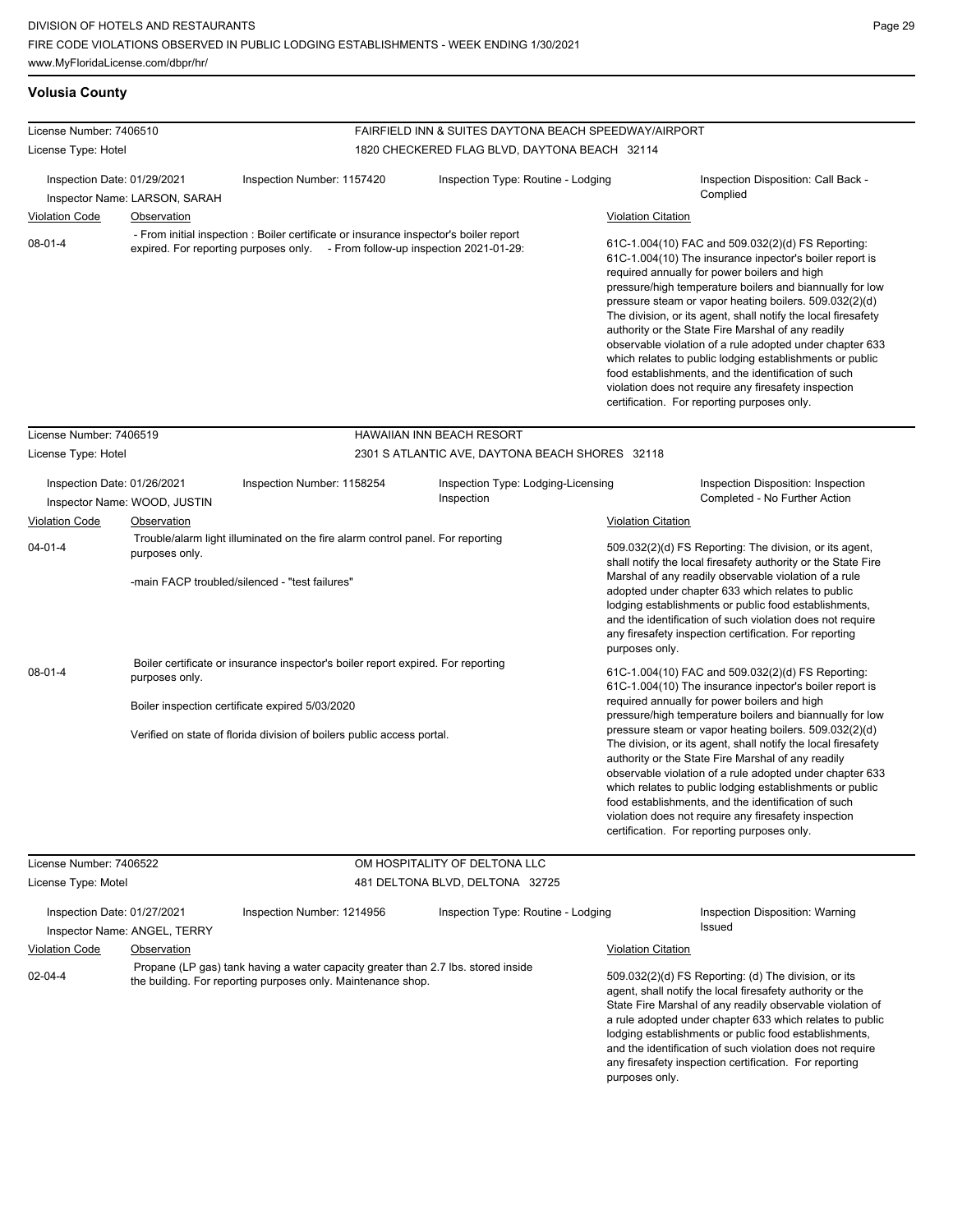## Volusia County

**License Number:** 7406510
**License Type:** Hotel

**FAIRFIELD INN & SUITES DAYTONA BEACH SPEEDWAY/AIRPORT**
1820 CHECKERED FLAG BLVD, DAYTONA BEACH 32114

Inspection Date: 01/29/2021
Inspector Name: LARSON, SARAH
Inspection Number: 1157420
Inspection Type: Routine - Lodging
Inspection Disposition: Call Back - Complied

| Violation Code | Observation | Violation Citation |
| --- | --- | --- |
| 08-01-4 | - From initial inspection : Boiler certificate or insurance inspector's boiler report expired. For reporting purposes only. - From follow-up inspection 2021-01-29: | 61C-1.004(10) FAC and 509.032(2)(d) FS Reporting: 61C-1.004(10) The insurance inpector's boiler report is required annually for power boilers and high pressure/high temperature boilers and biannually for low pressure steam or vapor heating boilers. 509.032(2)(d) The division, or its agent, shall notify the local firesafety authority or the State Fire Marshal of any readily observable violation of a rule adopted under chapter 633 which relates to public lodging establishments or public food establishments, and the identification of such violation does not require any firesafety inspection certification. For reporting purposes only. |

**License Number:** 7406519
**License Type:** Hotel

**HAWAIIAN INN BEACH RESORT**
2301 S ATLANTIC AVE, DAYTONA BEACH SHORES 32118

Inspection Date: 01/26/2021
Inspector Name: WOOD, JUSTIN
Inspection Number: 1158254
Inspection Type: Lodging-Licensing Inspection
Inspection Disposition: Inspection Completed - No Further Action

| Violation Code | Observation | Violation Citation |
| --- | --- | --- |
| 04-01-4 | Trouble/alarm light illuminated on the fire alarm control panel. For reporting purposes only.<br><br>-main FACP troubled/silenced - "test failures" | 509.032(2)(d) FS Reporting: The division, or its agent, shall notify the local firesafety authority or the State Fire Marshal of any readily observable violation of a rule adopted under chapter 633 which relates to public lodging establishments or public food establishments, and the identification of such violation does not require any firesafety inspection certification. For reporting purposes only. |
| 08-01-4 | Boiler certificate or insurance inspector's boiler report expired. For reporting purposes only.<br><br>Boiler inspection certificate expired 5/03/2020<br><br>Verified on state of florida division of boilers public access portal. | 61C-1.004(10) FAC and 509.032(2)(d) FS Reporting: 61C-1.004(10) The insurance inpector's boiler report is required annually for power boilers and high pressure/high temperature boilers and biannually for low pressure steam or vapor heating boilers. 509.032(2)(d) The division, or its agent, shall notify the local firesafety authority or the State Fire Marshal of any readily observable violation of a rule adopted under chapter 633 which relates to public lodging establishments or public food establishments, and the identification of such violation does not require any firesafety inspection certification. For reporting purposes only. |

**License Number:** 7406522
**License Type:** Motel

**OM HOSPITALITY OF DELTONA LLC**
481 DELTONA BLVD, DELTONA 32725

Inspection Date: 01/27/2021
Inspector Name: ANGEL, TERRY
Inspection Number: 1214956
Inspection Type: Routine - Lodging
Inspection Disposition: Warning Issued

| Violation Code | Observation | Violation Citation |
| --- | --- | --- |
| 02-04-4 | Propane (LP gas) tank having a water capacity greater than 2.7 lbs. stored inside the building. For reporting purposes only. Maintenance shop. | 509.032(2)(d) FS Reporting: (d) The division, or its agent, shall notify the local firesafety authority or the State Fire Marshal of any readily observable violation of a rule adopted under chapter 633 which relates to public lodging establishments or public food establishments, and the identification of such violation does not require any firesafety inspection certification. For reporting purposes only. |